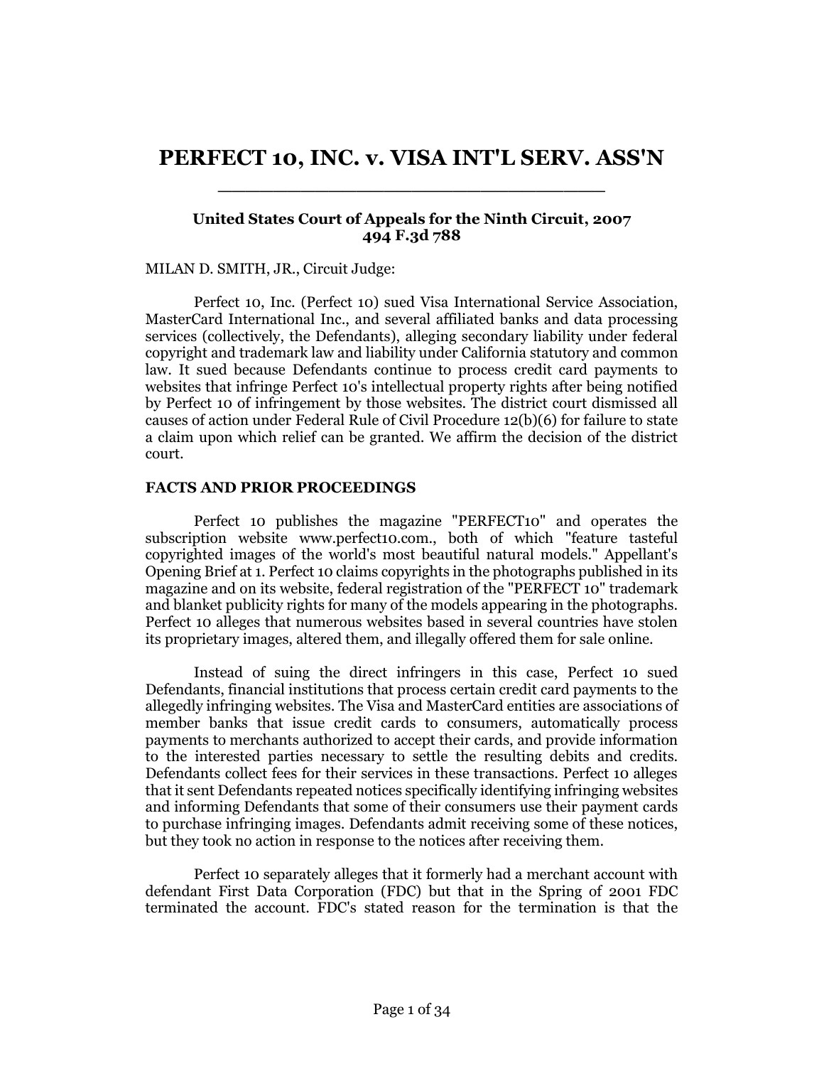# PERFECT 10, INC. v. VISA INT'L SERV. ASS'N

**United States Court of Appeals for the Ninth Circuit, 2007**
**494 F.3d 788**

MILAN D. SMITH, JR., Circuit Judge:

Perfect 10, Inc. (Perfect 10) sued Visa International Service Association, MasterCard International Inc., and several affiliated banks and data processing services (collectively, the Defendants), alleging secondary liability under federal copyright and trademark law and liability under California statutory and common law. It sued because Defendants continue to process credit card payments to websites that infringe Perfect 10's intellectual property rights after being notified by Perfect 10 of infringement by those websites. The district court dismissed all causes of action under Federal Rule of Civil Procedure 12(b)(6) for failure to state a claim upon which relief can be granted. We affirm the decision of the district court.

## FACTS AND PRIOR PROCEEDINGS

Perfect 10 publishes the magazine "PERFECT10" and operates the subscription website www.perfect10.com., both of which "feature tasteful copyrighted images of the world's most beautiful natural models." Appellant's Opening Brief at 1. Perfect 10 claims copyrights in the photographs published in its magazine and on its website, federal registration of the "PERFECT 10" trademark and blanket publicity rights for many of the models appearing in the photographs. Perfect 10 alleges that numerous websites based in several countries have stolen its proprietary images, altered them, and illegally offered them for sale online.

Instead of suing the direct infringers in this case, Perfect 10 sued Defendants, financial institutions that process certain credit card payments to the allegedly infringing websites. The Visa and MasterCard entities are associations of member banks that issue credit cards to consumers, automatically process payments to merchants authorized to accept their cards, and provide information to the interested parties necessary to settle the resulting debits and credits. Defendants collect fees for their services in these transactions. Perfect 10 alleges that it sent Defendants repeated notices specifically identifying infringing websites and informing Defendants that some of their consumers use their payment cards to purchase infringing images. Defendants admit receiving some of these notices, but they took no action in response to the notices after receiving them.

Perfect 10 separately alleges that it formerly had a merchant account with defendant First Data Corporation (FDC) but that in the Spring of 2001 FDC terminated the account. FDC's stated reason for the termination is that the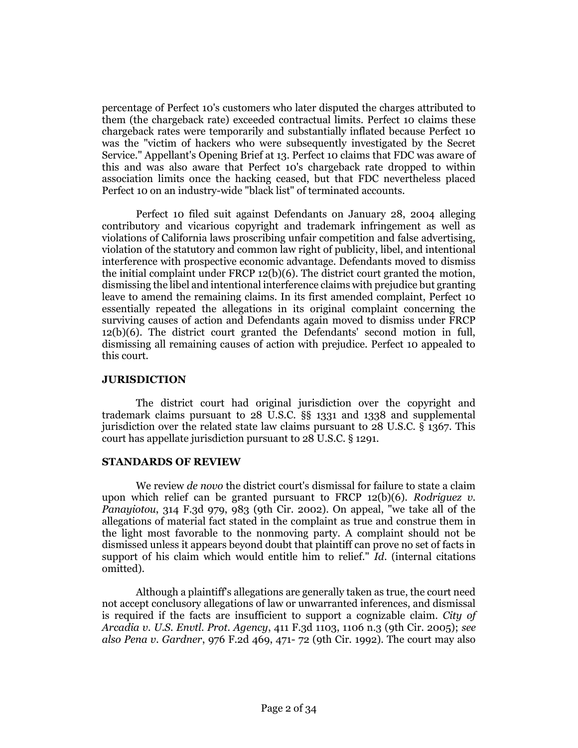percentage of Perfect 10's customers who later disputed the charges attributed to them (the chargeback rate) exceeded contractual limits. Perfect 10 claims these chargeback rates were temporarily and substantially inflated because Perfect 10 was the "victim of hackers who were subsequently investigated by the Secret Service." Appellant's Opening Brief at 13. Perfect 10 claims that FDC was aware of this and was also aware that Perfect 10's chargeback rate dropped to within association limits once the hacking ceased, but that FDC nevertheless placed Perfect 10 on an industry-wide "black list" of terminated accounts.

Perfect 10 filed suit against Defendants on January 28, 2004 alleging contributory and vicarious copyright and trademark infringement as well as violations of California laws proscribing unfair competition and false advertising, violation of the statutory and common law right of publicity, libel, and intentional interference with prospective economic advantage. Defendants moved to dismiss the initial complaint under FRCP 12(b)(6). The district court granted the motion, dismissing the libel and intentional interference claims with prejudice but granting leave to amend the remaining claims. In its first amended complaint, Perfect 10 essentially repeated the allegations in its original complaint concerning the surviving causes of action and Defendants again moved to dismiss under FRCP 12(b)(6). The district court granted the Defendants' second motion in full, dismissing all remaining causes of action with prejudice. Perfect 10 appealed to this court.

## JURISDICTION

The district court had original jurisdiction over the copyright and trademark claims pursuant to 28 U.S.C. §§ 1331 and 1338 and supplemental jurisdiction over the related state law claims pursuant to 28 U.S.C. § 1367. This court has appellate jurisdiction pursuant to 28 U.S.C. § 1291.

## STANDARDS OF REVIEW

We review *de novo* the district court's dismissal for failure to state a claim upon which relief can be granted pursuant to FRCP 12(b)(6). *Rodriguez v. Panayiotou*, 314 F.3d 979, 983 (9th Cir. 2002). On appeal, "we take all of the allegations of material fact stated in the complaint as true and construe them in the light most favorable to the nonmoving party. A complaint should not be dismissed unless it appears beyond doubt that plaintiff can prove no set of facts in support of his claim which would entitle him to relief." *Id*. (internal citations omitted).

Although a plaintiff's allegations are generally taken as true, the court need not accept conclusory allegations of law or unwarranted inferences, and dismissal is required if the facts are insufficient to support a cognizable claim. *City of Arcadia v. U.S. Envtl. Prot. Agency*, 411 F.3d 1103, 1106 n.3 (9th Cir. 2005); *see also Pena v. Gardner*, 976 F.2d 469, 471- 72 (9th Cir. 1992). The court may also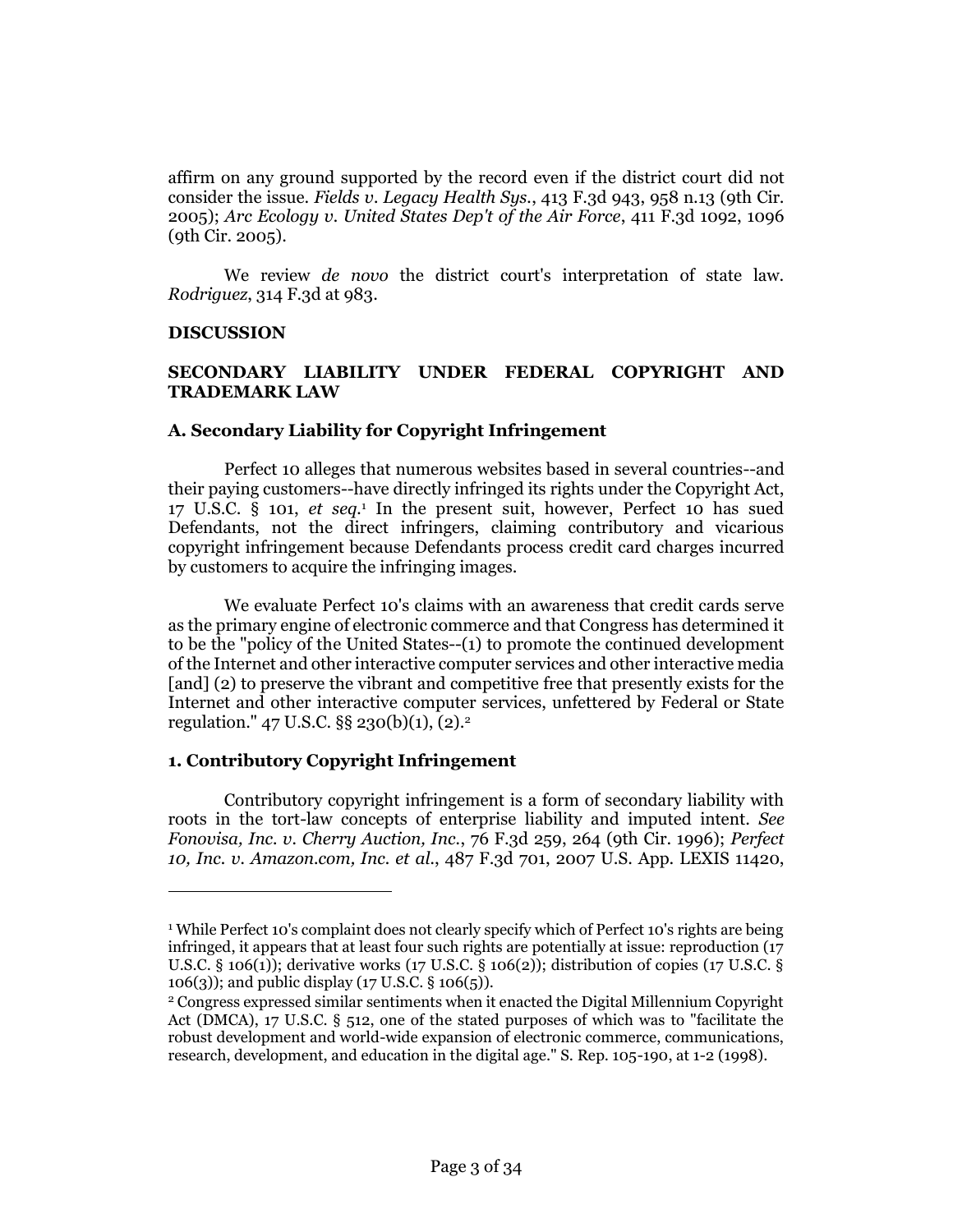affirm on any ground supported by the record even if the district court did not consider the issue. *Fields v. Legacy Health Sys.*, 413 F.3d 943, 958 n.13 (9th Cir. 2005); *Arc Ecology v. United States Dep't of the Air Force*, 411 F.3d 1092, 1096 (9th Cir. 2005).

We review *de novo* the district court's interpretation of state law. *Rodriguez*, 314 F.3d at 983.

**DISCUSSION**

**SECONDARY LIABILITY UNDER FEDERAL COPYRIGHT AND TRADEMARK LAW**

**A. Secondary Liability for Copyright Infringement**

Perfect 10 alleges that numerous websites based in several countries--and their paying customers--have directly infringed its rights under the Copyright Act, 17 U.S.C. § 101, *et seq.*[1] In the present suit, however, Perfect 10 has sued Defendants, not the direct infringers, claiming contributory and vicarious copyright infringement because Defendants process credit card charges incurred by customers to acquire the infringing images.

We evaluate Perfect 10's claims with an awareness that credit cards serve as the primary engine of electronic commerce and that Congress has determined it to be the "policy of the United States--(1) to promote the continued development of the Internet and other interactive computer services and other interactive media [and] (2) to preserve the vibrant and competitive free that presently exists for the Internet and other interactive computer services, unfettered by Federal or State regulation." 47 U.S.C. §§ 230(b)(1), (2).[2]

**1. Contributory Copyright Infringement**

Contributory copyright infringement is a form of secondary liability with roots in the tort-law concepts of enterprise liability and imputed intent. *See Fonovisa, Inc. v. Cherry Auction, Inc.*, 76 F.3d 259, 264 (9th Cir. 1996); *Perfect 10, Inc. v. Amazon.com, Inc. et al.*, 487 F.3d 701, 2007 U.S. App. LEXIS 11420,

---

[1] While Perfect 10's complaint does not clearly specify which of Perfect 10's rights are being infringed, it appears that at least four such rights are potentially at issue: reproduction (17 U.S.C. § 106(1)); derivative works (17 U.S.C. § 106(2)); distribution of copies (17 U.S.C. § 106(3)); and public display (17 U.S.C. § 106(5)).

[2] Congress expressed similar sentiments when it enacted the Digital Millennium Copyright Act (DMCA), 17 U.S.C. § 512, one of the stated purposes of which was to "facilitate the robust development and world-wide expansion of electronic commerce, communications, research, development, and education in the digital age." S. Rep. 105-190, at 1-2 (1998).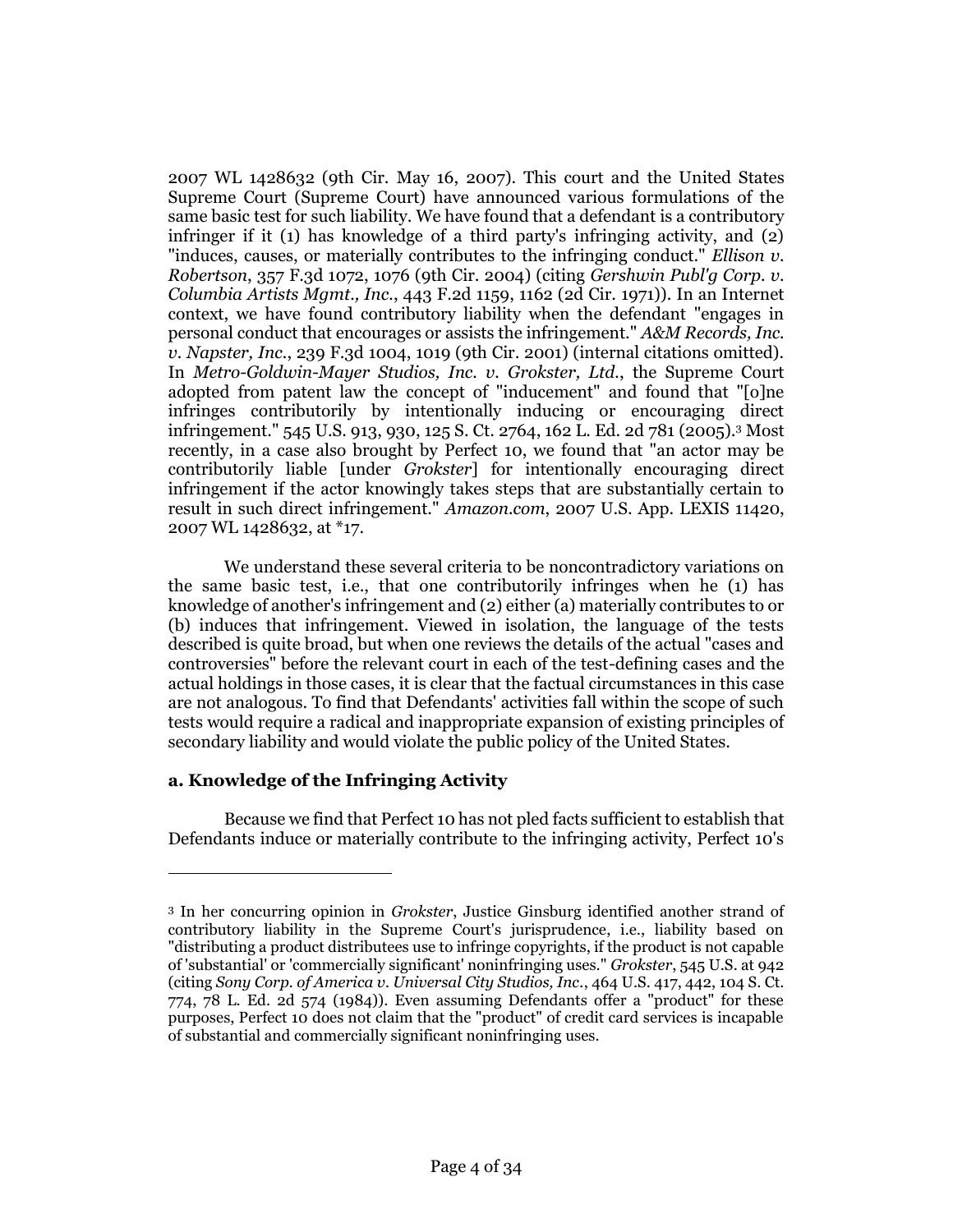2007 WL 1428632 (9th Cir. May 16, 2007). This court and the United States Supreme Court (Supreme Court) have announced various formulations of the same basic test for such liability. We have found that a defendant is a contributory infringer if it (1) has knowledge of a third party's infringing activity, and (2) "induces, causes, or materially contributes to the infringing conduct." *Ellison v. Robertson*, 357 F.3d 1072, 1076 (9th Cir. 2004) (citing *Gershwin Publ'g Corp. v. Columbia Artists Mgmt., Inc.*, 443 F.2d 1159, 1162 (2d Cir. 1971)). In an Internet context, we have found contributory liability when the defendant "engages in personal conduct that encourages or assists the infringement." *A&M Records, Inc. v. Napster, Inc.*, 239 F.3d 1004, 1019 (9th Cir. 2001) (internal citations omitted). In *Metro-Goldwin-Mayer Studios, Inc. v. Grokster, Ltd.*, the Supreme Court adopted from patent law the concept of "inducement" and found that "[o]ne infringes contributorily by intentionally inducing or encouraging direct infringement." 545 U.S. 913, 930, 125 S. Ct. 2764, 162 L. Ed. 2d 781 (2005).[3] Most recently, in a case also brought by Perfect 10, we found that "an actor may be contributorily liable [under *Grokster*] for intentionally encouraging direct infringement if the actor knowingly takes steps that are substantially certain to result in such direct infringement." *Amazon.com*, 2007 U.S. App. LEXIS 11420, 2007 WL 1428632, at *17.

We understand these several criteria to be noncontradictory variations on the same basic test, i.e., that one contributorily infringes when he (1) has knowledge of another's infringement and (2) either (a) materially contributes to or (b) induces that infringement. Viewed in isolation, the language of the tests described is quite broad, but when one reviews the details of the actual "cases and controversies" before the relevant court in each of the test-defining cases and the actual holdings in those cases, it is clear that the factual circumstances in this case are not analogous. To find that Defendants' activities fall within the scope of such tests would require a radical and inappropriate expansion of existing principles of secondary liability and would violate the public policy of the United States.

### a. Knowledge of the Infringing Activity

Because we find that Perfect 10 has not pled facts sufficient to establish that Defendants induce or materially contribute to the infringing activity, Perfect 10's

---

[3] In her concurring opinion in *Grokster*, Justice Ginsburg identified another strand of contributory liability in the Supreme Court's jurisprudence, i.e., liability based on "distributing a product distributees use to infringe copyrights, if the product is not capable of 'substantial' or 'commercially significant' noninfringing uses." *Grokster*, 545 U.S. at 942 (citing *Sony Corp. of America v. Universal City Studios, Inc.*, 464 U.S. 417, 442, 104 S. Ct. 774, 78 L. Ed. 2d 574 (1984)). Even assuming Defendants offer a "product" for these purposes, Perfect 10 does not claim that the "product" of credit card services is incapable of substantial and commercially significant noninfringing uses.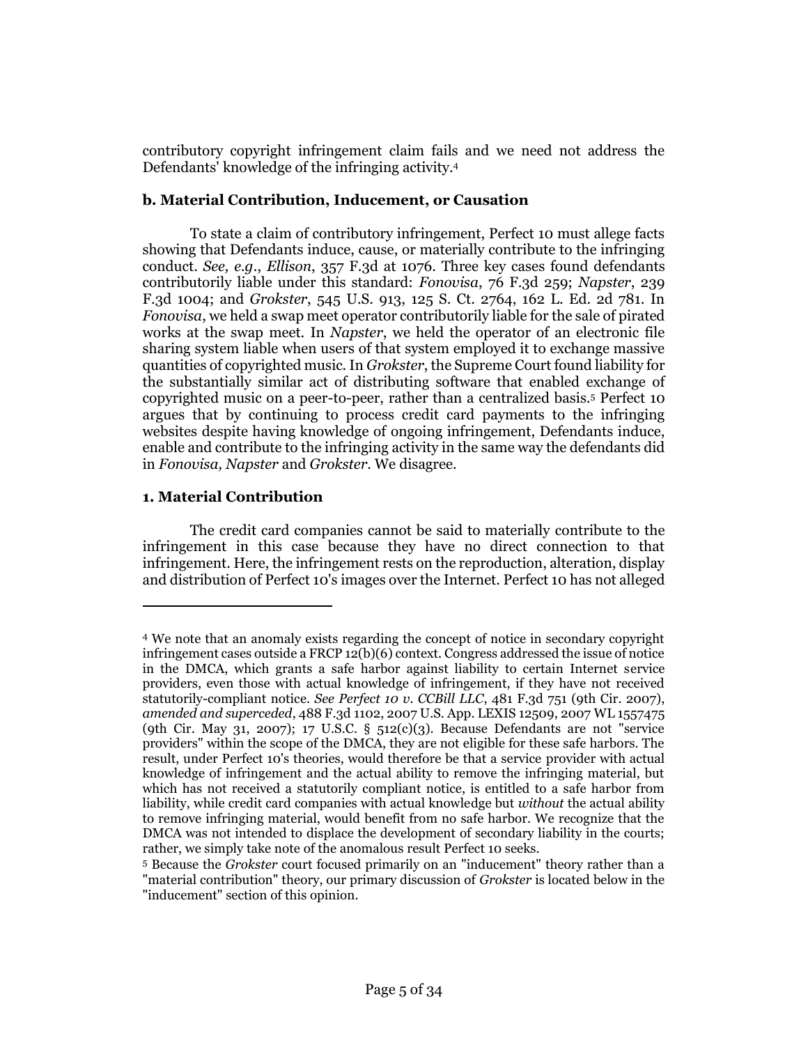contributory copyright infringement claim fails and we need not address the Defendants' knowledge of the infringing activity.[4]

### b. Material Contribution, Inducement, or Causation

To state a claim of contributory infringement, Perfect 10 must allege facts showing that Defendants induce, cause, or materially contribute to the infringing conduct. *See, e.g.*, *Ellison*, 357 F.3d at 1076. Three key cases found defendants contributorily liable under this standard: *Fonovisa*, 76 F.3d 259; *Napster*, 239 F.3d 1004; and *Grokster*, 545 U.S. 913, 125 S. Ct. 2764, 162 L. Ed. 2d 781. In *Fonovisa*, we held a swap meet operator contributorily liable for the sale of pirated works at the swap meet. In *Napster*, we held the operator of an electronic file sharing system liable when users of that system employed it to exchange massive quantities of copyrighted music. In *Grokster*, the Supreme Court found liability for the substantially similar act of distributing software that enabled exchange of copyrighted music on a peer-to-peer, rather than a centralized basis.[5] Perfect 10 argues that by continuing to process credit card payments to the infringing websites despite having knowledge of ongoing infringement, Defendants induce, enable and contribute to the infringing activity in the same way the defendants did in *Fonovisa, Napster* and *Grokster*. We disagree.

### 1. Material Contribution

The credit card companies cannot be said to materially contribute to the infringement in this case because they have no direct connection to that infringement. Here, the infringement rests on the reproduction, alteration, display and distribution of Perfect 10's images over the Internet. Perfect 10 has not alleged

---

[4] We note that an anomaly exists regarding the concept of notice in secondary copyright infringement cases outside a FRCP 12(b)(6) context. Congress addressed the issue of notice in the DMCA, which grants a safe harbor against liability to certain Internet service providers, even those with actual knowledge of infringement, if they have not received statutorily-compliant notice. *See Perfect 10 v. CCBill LLC*, 481 F.3d 751 (9th Cir. 2007), *amended and superceded*, 488 F.3d 1102, 2007 U.S. App. LEXIS 12509, 2007 WL 1557475 (9th Cir. May 31, 2007); 17 U.S.C. § 512(c)(3). Because Defendants are not "service providers" within the scope of the DMCA, they are not eligible for these safe harbors. The result, under Perfect 10's theories, would therefore be that a service provider with actual knowledge of infringement and the actual ability to remove the infringing material, but which has not received a statutorily compliant notice, is entitled to a safe harbor from liability, while credit card companies with actual knowledge but *without* the actual ability to remove infringing material, would benefit from no safe harbor. We recognize that the DMCA was not intended to displace the development of secondary liability in the courts; rather, we simply take note of the anomalous result Perfect 10 seeks.

[5] Because the *Grokster* court focused primarily on an "inducement" theory rather than a "material contribution" theory, our primary discussion of *Grokster* is located below in the "inducement" section of this opinion.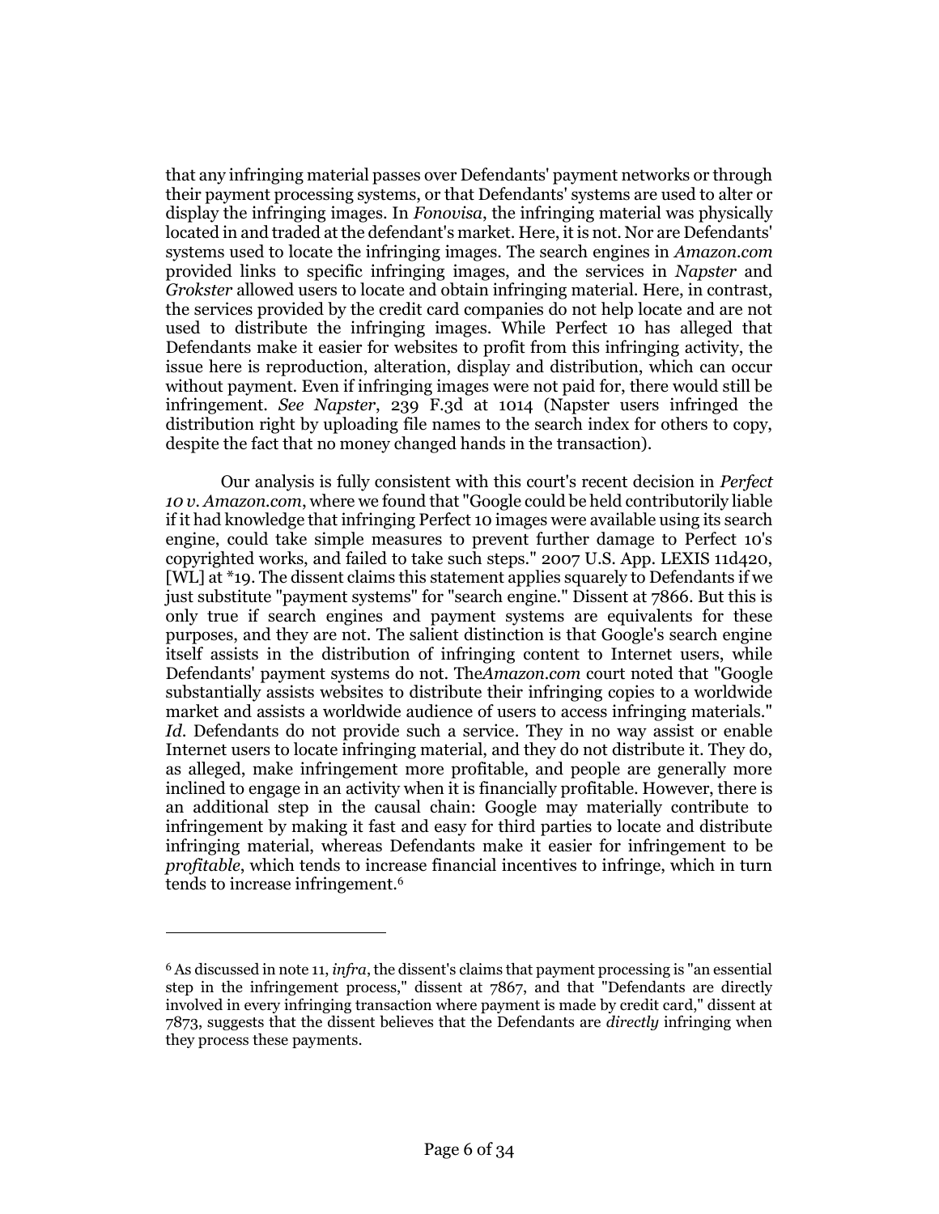that any infringing material passes over Defendants' payment networks or through their payment processing systems, or that Defendants' systems are used to alter or display the infringing images. In *Fonovisa*, the infringing material was physically located in and traded at the defendant's market. Here, it is not. Nor are Defendants' systems used to locate the infringing images. The search engines in *Amazon.com* provided links to specific infringing images, and the services in *Napster* and *Grokster* allowed users to locate and obtain infringing material. Here, in contrast, the services provided by the credit card companies do not help locate and are not used to distribute the infringing images. While Perfect 10 has alleged that Defendants make it easier for websites to profit from this infringing activity, the issue here is reproduction, alteration, display and distribution, which can occur without payment. Even if infringing images were not paid for, there would still be infringement. *See Napster*, 239 F.3d at 1014 (Napster users infringed the distribution right by uploading file names to the search index for others to copy, despite the fact that no money changed hands in the transaction).

Our analysis is fully consistent with this court's recent decision in *Perfect 10 v. Amazon.com*, where we found that "Google could be held contributorily liable if it had knowledge that infringing Perfect 10 images were available using its search engine, could take simple measures to prevent further damage to Perfect 10's copyrighted works, and failed to take such steps." 2007 U.S. App. LEXIS 11d420, [WL] at *19. The dissent claims this statement applies squarely to Defendants if we just substitute "payment systems" for "search engine." Dissent at 7866. But this is only true if search engines and payment systems are equivalents for these purposes, and they are not. The salient distinction is that Google's search engine itself assists in the distribution of infringing content to Internet users, while Defendants' payment systems do not. The*Amazon.com* court noted that "Google substantially assists websites to distribute their infringing copies to a worldwide market and assists a worldwide audience of users to access infringing materials." *Id.* Defendants do not provide such a service. They in no way assist or enable Internet users to locate infringing material, and they do not distribute it. They do, as alleged, make infringement more profitable, and people are generally more inclined to engage in an activity when it is financially profitable. However, there is an additional step in the causal chain: Google may materially contribute to infringement by making it fast and easy for third parties to locate and distribute infringing material, whereas Defendants make it easier for infringement to be *profitable*, which tends to increase financial incentives to infringe, which in turn tends to increase infringement.[6]

---

[6] As discussed in note 11, *infra*, the dissent's claims that payment processing is "an essential step in the infringement process," dissent at 7867, and that "Defendants are directly involved in every infringing transaction where payment is made by credit card," dissent at 7873, suggests that the dissent believes that the Defendants are *directly* infringing when they process these payments.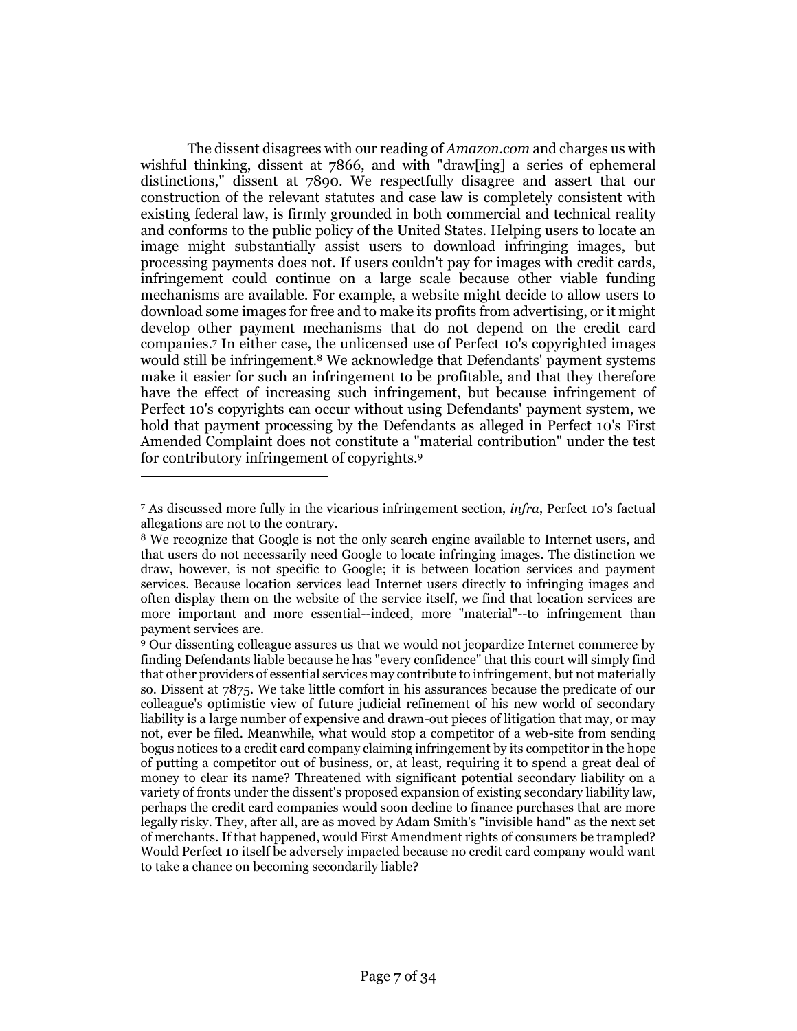The dissent disagrees with our reading of *Amazon.com* and charges us with wishful thinking, dissent at 7866, and with "draw[ing] a series of ephemeral distinctions," dissent at 7890. We respectfully disagree and assert that our construction of the relevant statutes and case law is completely consistent with existing federal law, is firmly grounded in both commercial and technical reality and conforms to the public policy of the United States. Helping users to locate an image might substantially assist users to download infringing images, but processing payments does not. If users couldn't pay for images with credit cards, infringement could continue on a large scale because other viable funding mechanisms are available. For example, a website might decide to allow users to download some images for free and to make its profits from advertising, or it might develop other payment mechanisms that do not depend on the credit card companies.[7] In either case, the unlicensed use of Perfect 10's copyrighted images would still be infringement.[8] We acknowledge that Defendants' payment systems make it easier for such an infringement to be profitable, and that they therefore have the effect of increasing such infringement, but because infringement of Perfect 10's copyrights can occur without using Defendants' payment system, we hold that payment processing by the Defendants as alleged in Perfect 10's First Amended Complaint does not constitute a "material contribution" under the test for contributory infringement of copyrights.[9]

---

[7] As discussed more fully in the vicarious infringement section, *infra*, Perfect 10's factual allegations are not to the contrary.

[8] We recognize that Google is not the only search engine available to Internet users, and that users do not necessarily need Google to locate infringing images. The distinction we draw, however, is not specific to Google; it is between location services and payment services. Because location services lead Internet users directly to infringing images and often display them on the website of the service itself, we find that location services are more important and more essential--indeed, more "material"--to infringement than payment services are.

[9] Our dissenting colleague assures us that we would not jeopardize Internet commerce by finding Defendants liable because he has "every confidence" that this court will simply find that other providers of essential services may contribute to infringement, but not materially so. Dissent at 7875. We take little comfort in his assurances because the predicate of our colleague's optimistic view of future judicial refinement of his new world of secondary liability is a large number of expensive and drawn-out pieces of litigation that may, or may not, ever be filed. Meanwhile, what would stop a competitor of a web-site from sending bogus notices to a credit card company claiming infringement by its competitor in the hope of putting a competitor out of business, or, at least, requiring it to spend a great deal of money to clear its name? Threatened with significant potential secondary liability on a variety of fronts under the dissent's proposed expansion of existing secondary liability law, perhaps the credit card companies would soon decline to finance purchases that are more legally risky. They, after all, are as moved by Adam Smith's "invisible hand" as the next set of merchants. If that happened, would First Amendment rights of consumers be trampled? Would Perfect 10 itself be adversely impacted because no credit card company would want to take a chance on becoming secondarily liable?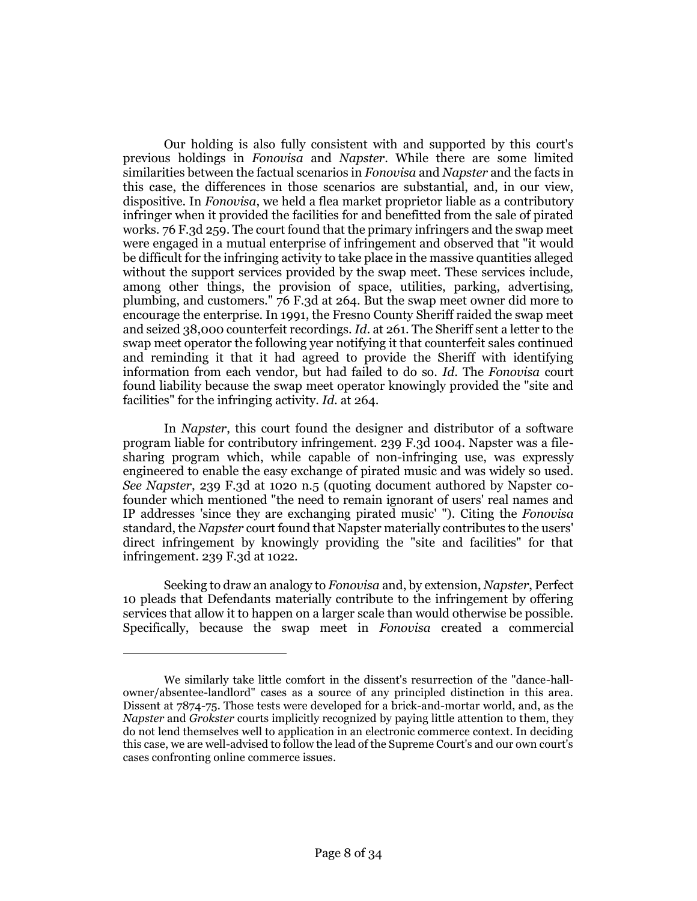Our holding is also fully consistent with and supported by this court's previous holdings in *Fonovisa* and *Napster*. While there are some limited similarities between the factual scenarios in *Fonovisa* and *Napster* and the facts in this case, the differences in those scenarios are substantial, and, in our view, dispositive. In *Fonovisa*, we held a flea market proprietor liable as a contributory infringer when it provided the facilities for and benefitted from the sale of pirated works. 76 F.3d 259. The court found that the primary infringers and the swap meet were engaged in a mutual enterprise of infringement and observed that "it would be difficult for the infringing activity to take place in the massive quantities alleged without the support services provided by the swap meet. These services include, among other things, the provision of space, utilities, parking, advertising, plumbing, and customers." 76 F.3d at 264. But the swap meet owner did more to encourage the enterprise. In 1991, the Fresno County Sheriff raided the swap meet and seized 38,000 counterfeit recordings. *Id.* at 261. The Sheriff sent a letter to the swap meet operator the following year notifying it that counterfeit sales continued and reminding it that it had agreed to provide the Sheriff with identifying information from each vendor, but had failed to do so. *Id.* The *Fonovisa* court found liability because the swap meet operator knowingly provided the "site and facilities" for the infringing activity. *Id.* at 264.

In *Napster*, this court found the designer and distributor of a software program liable for contributory infringement. 239 F.3d 1004. Napster was a file-sharing program which, while capable of non-infringing use, was expressly engineered to enable the easy exchange of pirated music and was widely so used. *See Napster*, 239 F.3d at 1020 n.5 (quoting document authored by Napster co-founder which mentioned "the need to remain ignorant of users' real names and IP addresses 'since they are exchanging pirated music' "). Citing the *Fonovisa* standard, the *Napster* court found that Napster materially contributes to the users' direct infringement by knowingly providing the "site and facilities" for that infringement. 239 F.3d at 1022.

Seeking to draw an analogy to *Fonovisa* and, by extension, *Napster*, Perfect 10 pleads that Defendants materially contribute to the infringement by offering services that allow it to happen on a larger scale than would otherwise be possible. Specifically, because the swap meet in *Fonovisa* created a commercial

---

We similarly take little comfort in the dissent's resurrection of the "dance-hall-owner/absentee-landlord" cases as a source of any principled distinction in this area. Dissent at 7874-75. Those tests were developed for a brick-and-mortar world, and, as the *Napster* and *Grokster* courts implicitly recognized by paying little attention to them, they do not lend themselves well to application in an electronic commerce context. In deciding this case, we are well-advised to follow the lead of the Supreme Court's and our own court's cases confronting online commerce issues.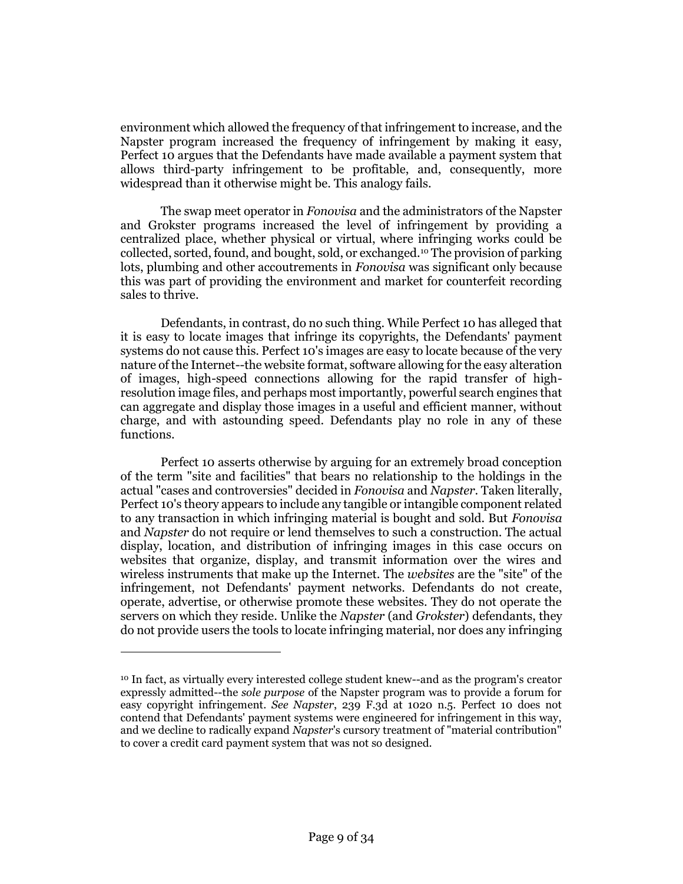environment which allowed the frequency of that infringement to increase, and the Napster program increased the frequency of infringement by making it easy, Perfect 10 argues that the Defendants have made available a payment system that allows third-party infringement to be profitable, and, consequently, more widespread than it otherwise might be. This analogy fails.

The swap meet operator in *Fonovisa* and the administrators of the Napster and Grokster programs increased the level of infringement by providing a centralized place, whether physical or virtual, where infringing works could be collected, sorted, found, and bought, sold, or exchanged.[10] The provision of parking lots, plumbing and other accoutrements in *Fonovisa* was significant only because this was part of providing the environment and market for counterfeit recording sales to thrive.

Defendants, in contrast, do no such thing. While Perfect 10 has alleged that it is easy to locate images that infringe its copyrights, the Defendants' payment systems do not cause this. Perfect 10's images are easy to locate because of the very nature of the Internet--the website format, software allowing for the easy alteration of images, high-speed connections allowing for the rapid transfer of high-resolution image files, and perhaps most importantly, powerful search engines that can aggregate and display those images in a useful and efficient manner, without charge, and with astounding speed. Defendants play no role in any of these functions.

Perfect 10 asserts otherwise by arguing for an extremely broad conception of the term "site and facilities" that bears no relationship to the holdings in the actual "cases and controversies" decided in *Fonovisa* and *Napster*. Taken literally, Perfect 10's theory appears to include any tangible or intangible component related to any transaction in which infringing material is bought and sold. But *Fonovisa* and *Napster* do not require or lend themselves to such a construction. The actual display, location, and distribution of infringing images in this case occurs on websites that organize, display, and transmit information over the wires and wireless instruments that make up the Internet. The *websites* are the "site" of the infringement, not Defendants' payment networks. Defendants do not create, operate, advertise, or otherwise promote these websites. They do not operate the servers on which they reside. Unlike the *Napster* (and *Grokster*) defendants, they do not provide users the tools to locate infringing material, nor does any infringing

---

[10] In fact, as virtually every interested college student knew--and as the program's creator expressly admitted--the *sole purpose* of the Napster program was to provide a forum for easy copyright infringement. *See Napster*, 239 F.3d at 1020 n.5. Perfect 10 does not contend that Defendants' payment systems were engineered for infringement in this way, and we decline to radically expand *Napster*'s cursory treatment of "material contribution" to cover a credit card payment system that was not so designed.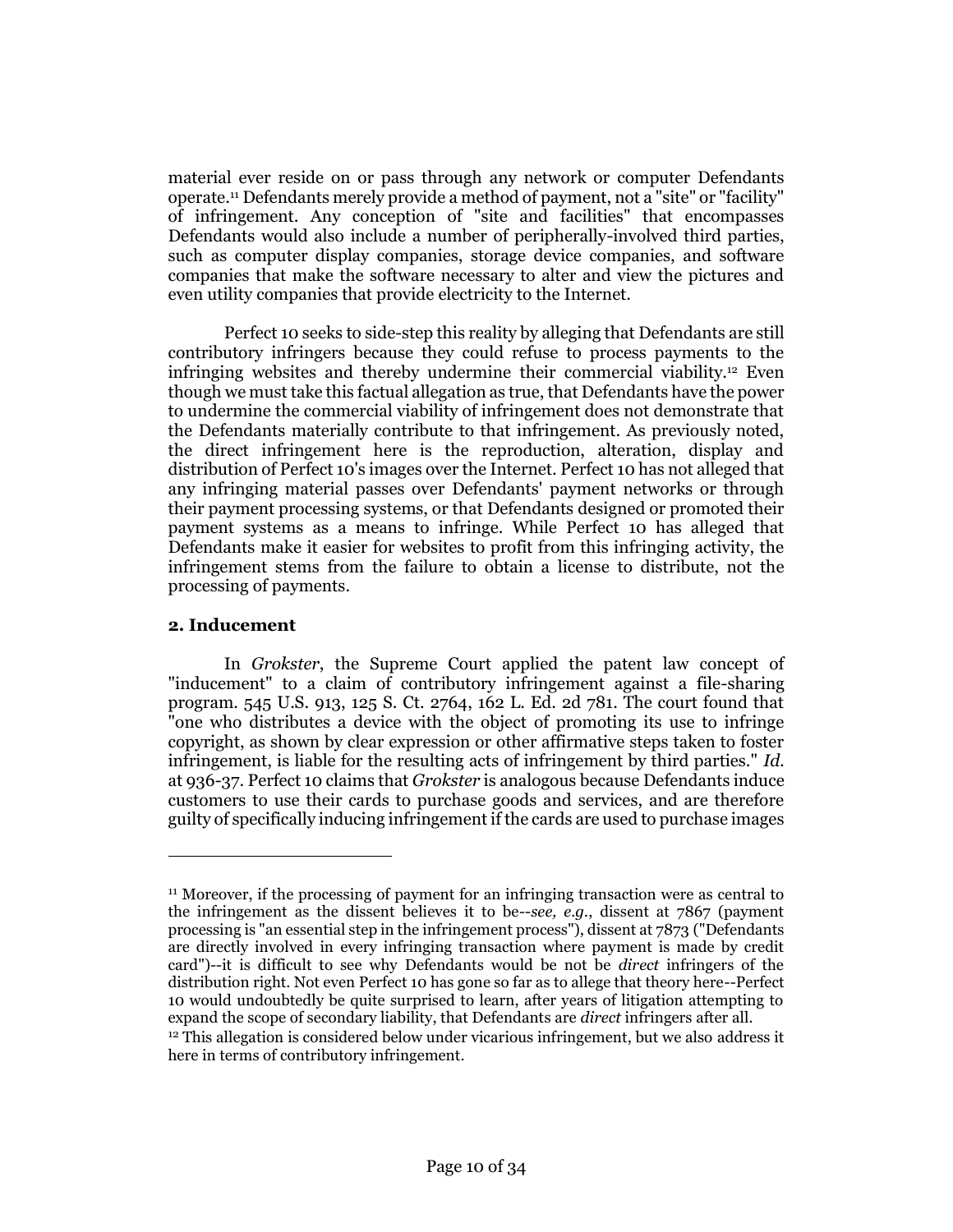material ever reside on or pass through any network or computer Defendants operate.[11] Defendants merely provide a method of payment, not a "site" or "facility" of infringement. Any conception of "site and facilities" that encompasses Defendants would also include a number of peripherally-involved third parties, such as computer display companies, storage device companies, and software companies that make the software necessary to alter and view the pictures and even utility companies that provide electricity to the Internet.

Perfect 10 seeks to side-step this reality by alleging that Defendants are still contributory infringers because they could refuse to process payments to the infringing websites and thereby undermine their commercial viability.[12] Even though we must take this factual allegation as true, that Defendants have the power to undermine the commercial viability of infringement does not demonstrate that the Defendants materially contribute to that infringement. As previously noted, the direct infringement here is the reproduction, alteration, display and distribution of Perfect 10's images over the Internet. Perfect 10 has not alleged that any infringing material passes over Defendants' payment networks or through their payment processing systems, or that Defendants designed or promoted their payment systems as a means to infringe. While Perfect 10 has alleged that Defendants make it easier for websites to profit from this infringing activity, the infringement stems from the failure to obtain a license to distribute, not the processing of payments.

### 2. Inducement

In *Grokster*, the Supreme Court applied the patent law concept of "inducement" to a claim of contributory infringement against a file-sharing program. 545 U.S. 913, 125 S. Ct. 2764, 162 L. Ed. 2d 781. The court found that "one who distributes a device with the object of promoting its use to infringe copyright, as shown by clear expression or other affirmative steps taken to foster infringement, is liable for the resulting acts of infringement by third parties." *Id.* at 936-37. Perfect 10 claims that *Grokster* is analogous because Defendants induce customers to use their cards to purchase goods and services, and are therefore guilty of specifically inducing infringement if the cards are used to purchase images

---

[11] Moreover, if the processing of payment for an infringing transaction were as central to the infringement as the dissent believes it to be--*see, e.g.*, dissent at 7867 (payment processing is "an essential step in the infringement process"), dissent at 7873 ("Defendants are directly involved in every infringing transaction where payment is made by credit card")--it is difficult to see why Defendants would be not be *direct* infringers of the distribution right. Not even Perfect 10 has gone so far as to allege that theory here--Perfect 10 would undoubtedly be quite surprised to learn, after years of litigation attempting to expand the scope of secondary liability, that Defendants are *direct* infringers after all.

[12] This allegation is considered below under vicarious infringement, but we also address it here in terms of contributory infringement.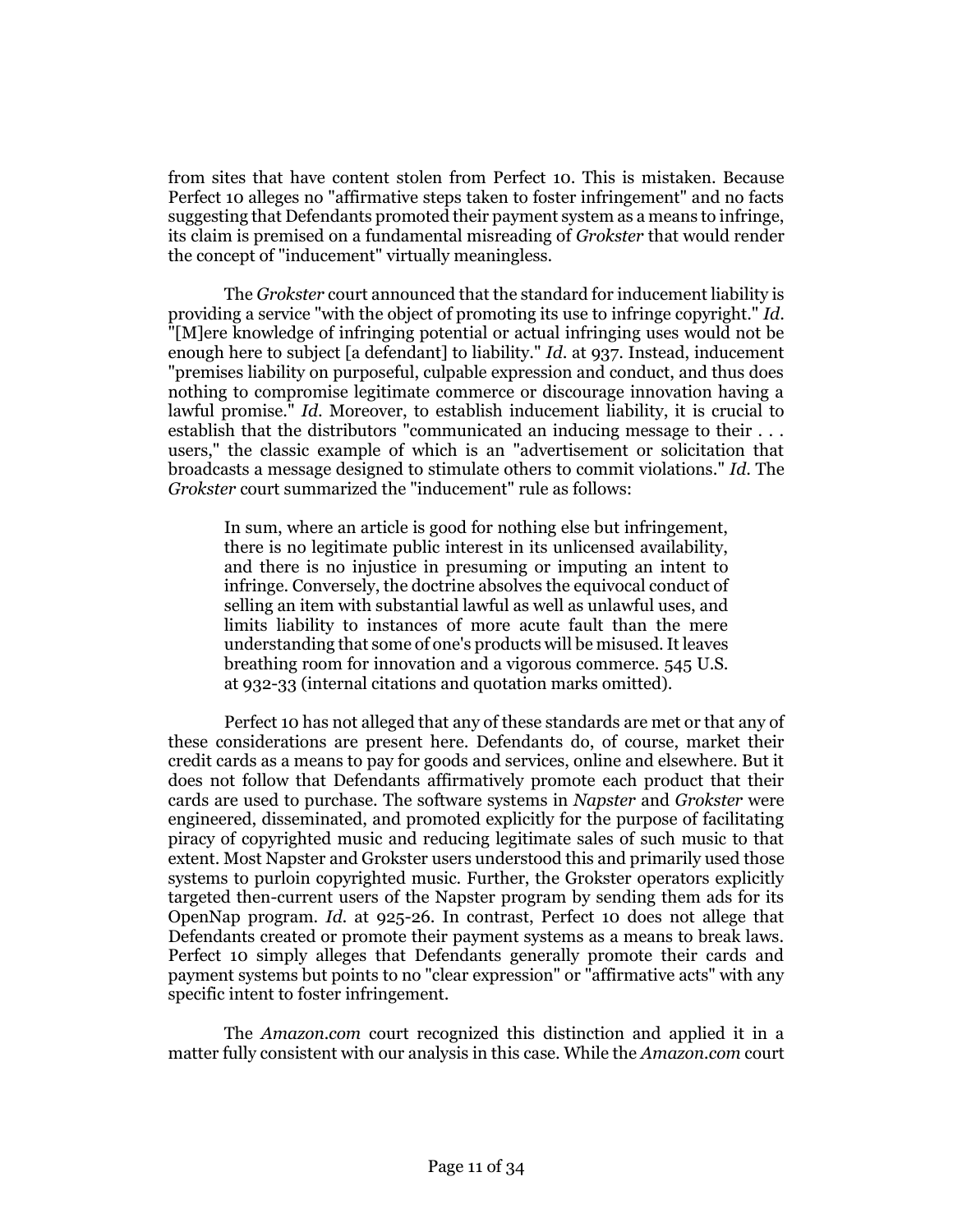from sites that have content stolen from Perfect 10. This is mistaken. Because Perfect 10 alleges no "affirmative steps taken to foster infringement" and no facts suggesting that Defendants promoted their payment system as a means to infringe, its claim is premised on a fundamental misreading of *Grokster* that would render the concept of "inducement" virtually meaningless.

The *Grokster* court announced that the standard for inducement liability is providing a service "with the object of promoting its use to infringe copyright." *Id.* "[M]ere knowledge of infringing potential or actual infringing uses would not be enough here to subject [a defendant] to liability." *Id.* at 937. Instead, inducement "premises liability on purposeful, culpable expression and conduct, and thus does nothing to compromise legitimate commerce or discourage innovation having a lawful promise." *Id.* Moreover, to establish inducement liability, it is crucial to establish that the distributors "communicated an inducing message to their . . . users," the classic example of which is an "advertisement or solicitation that broadcasts a message designed to stimulate others to commit violations." *Id.* The *Grokster* court summarized the "inducement" rule as follows:

> In sum, where an article is good for nothing else but infringement, there is no legitimate public interest in its unlicensed availability, and there is no injustice in presuming or imputing an intent to infringe. Conversely, the doctrine absolves the equivocal conduct of selling an item with substantial lawful as well as unlawful uses, and limits liability to instances of more acute fault than the mere understanding that some of one's products will be misused. It leaves breathing room for innovation and a vigorous commerce. 545 U.S. at 932-33 (internal citations and quotation marks omitted).

Perfect 10 has not alleged that any of these standards are met or that any of these considerations are present here. Defendants do, of course, market their credit cards as a means to pay for goods and services, online and elsewhere. But it does not follow that Defendants affirmatively promote each product that their cards are used to purchase. The software systems in *Napster* and *Grokster* were engineered, disseminated, and promoted explicitly for the purpose of facilitating piracy of copyrighted music and reducing legitimate sales of such music to that extent. Most Napster and Grokster users understood this and primarily used those systems to purloin copyrighted music. Further, the Grokster operators explicitly targeted then-current users of the Napster program by sending them ads for its OpenNap program. *Id.* at 925-26. In contrast, Perfect 10 does not allege that Defendants created or promote their payment systems as a means to break laws. Perfect 10 simply alleges that Defendants generally promote their cards and payment systems but points to no "clear expression" or "affirmative acts" with any specific intent to foster infringement.

The *Amazon.com* court recognized this distinction and applied it in a matter fully consistent with our analysis in this case. While the *Amazon.com* court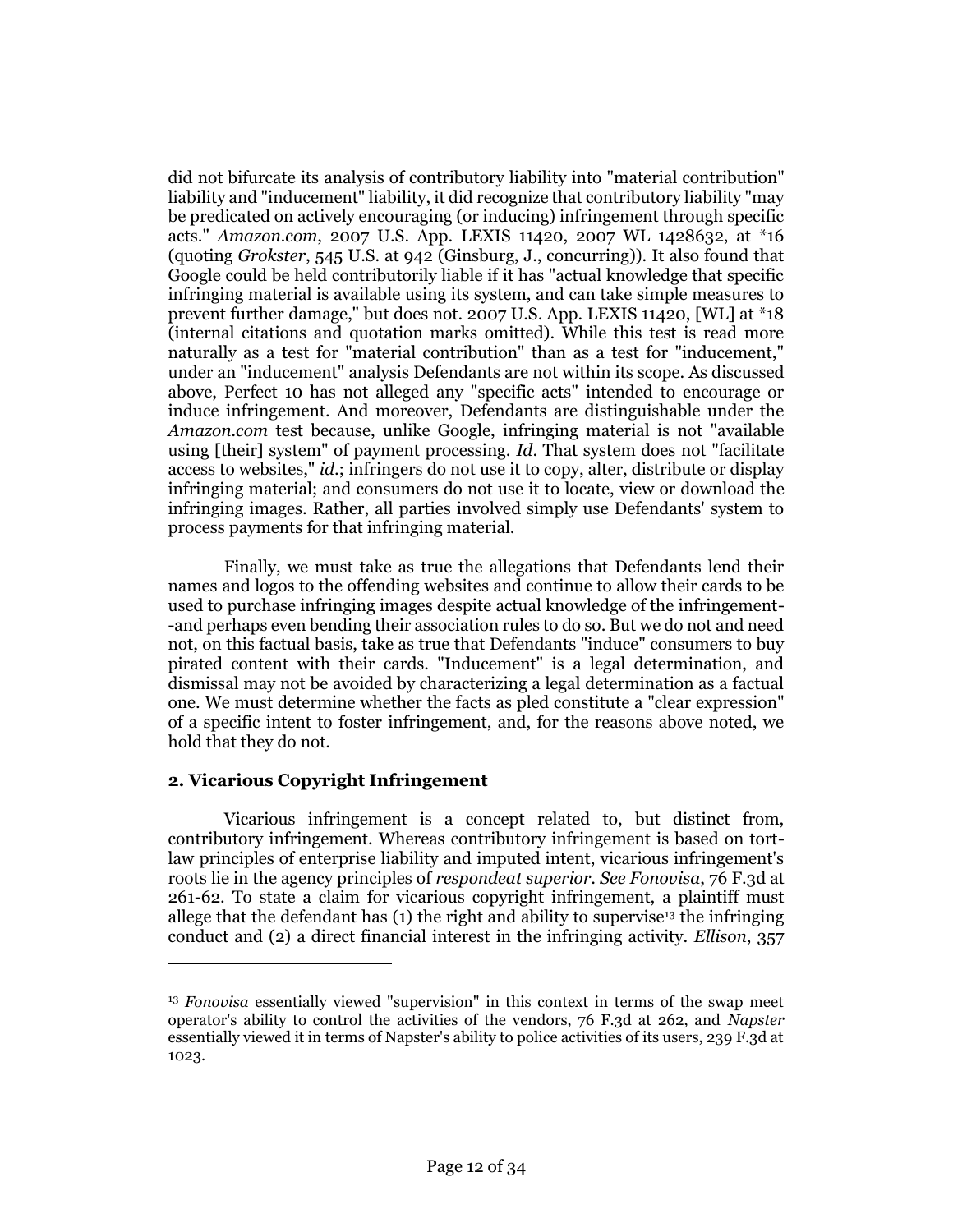did not bifurcate its analysis of contributory liability into "material contribution" liability and "inducement" liability, it did recognize that contributory liability "may be predicated on actively encouraging (or inducing) infringement through specific acts." *Amazon.com*, 2007 U.S. App. LEXIS 11420, 2007 WL 1428632, at *16 (quoting *Grokster*, 545 U.S. at 942 (Ginsburg, J., concurring)). It also found that Google could be held contributorily liable if it has "actual knowledge that specific infringing material is available using its system, and can take simple measures to prevent further damage," but does not. 2007 U.S. App. LEXIS 11420, [WL] at *18 (internal citations and quotation marks omitted). While this test is read more naturally as a test for "material contribution" than as a test for "inducement," under an "inducement" analysis Defendants are not within its scope. As discussed above, Perfect 10 has not alleged any "specific acts" intended to encourage or induce infringement. And moreover, Defendants are distinguishable under the *Amazon.com* test because, unlike Google, infringing material is not "available using [their] system" of payment processing. *Id*. That system does not "facilitate access to websites," *id*.; infringers do not use it to copy, alter, distribute or display infringing material; and consumers do not use it to locate, view or download the infringing images. Rather, all parties involved simply use Defendants' system to process payments for that infringing material.

Finally, we must take as true the allegations that Defendants lend their names and logos to the offending websites and continue to allow their cards to be used to purchase infringing images despite actual knowledge of the infringement--and perhaps even bending their association rules to do so. But we do not and need not, on this factual basis, take as true that Defendants "induce" consumers to buy pirated content with their cards. "Inducement" is a legal determination, and dismissal may not be avoided by characterizing a legal determination as a factual one. We must determine whether the facts as pled constitute a "clear expression" of a specific intent to foster infringement, and, for the reasons above noted, we hold that they do not.

### 2. Vicarious Copyright Infringement

Vicarious infringement is a concept related to, but distinct from, contributory infringement. Whereas contributory infringement is based on tort-law principles of enterprise liability and imputed intent, vicarious infringement's roots lie in the agency principles of *respondeat superior*. *See Fonovisa*, 76 F.3d at 261-62. To state a claim for vicarious copyright infringement, a plaintiff must allege that the defendant has (1) the right and ability to supervise[13] the infringing conduct and (2) a direct financial interest in the infringing activity. *Ellison*, 357

---

[13] *Fonovisa* essentially viewed "supervision" in this context in terms of the swap meet operator's ability to control the activities of the vendors, 76 F.3d at 262, and *Napster* essentially viewed it in terms of Napster's ability to police activities of its users, 239 F.3d at 1023.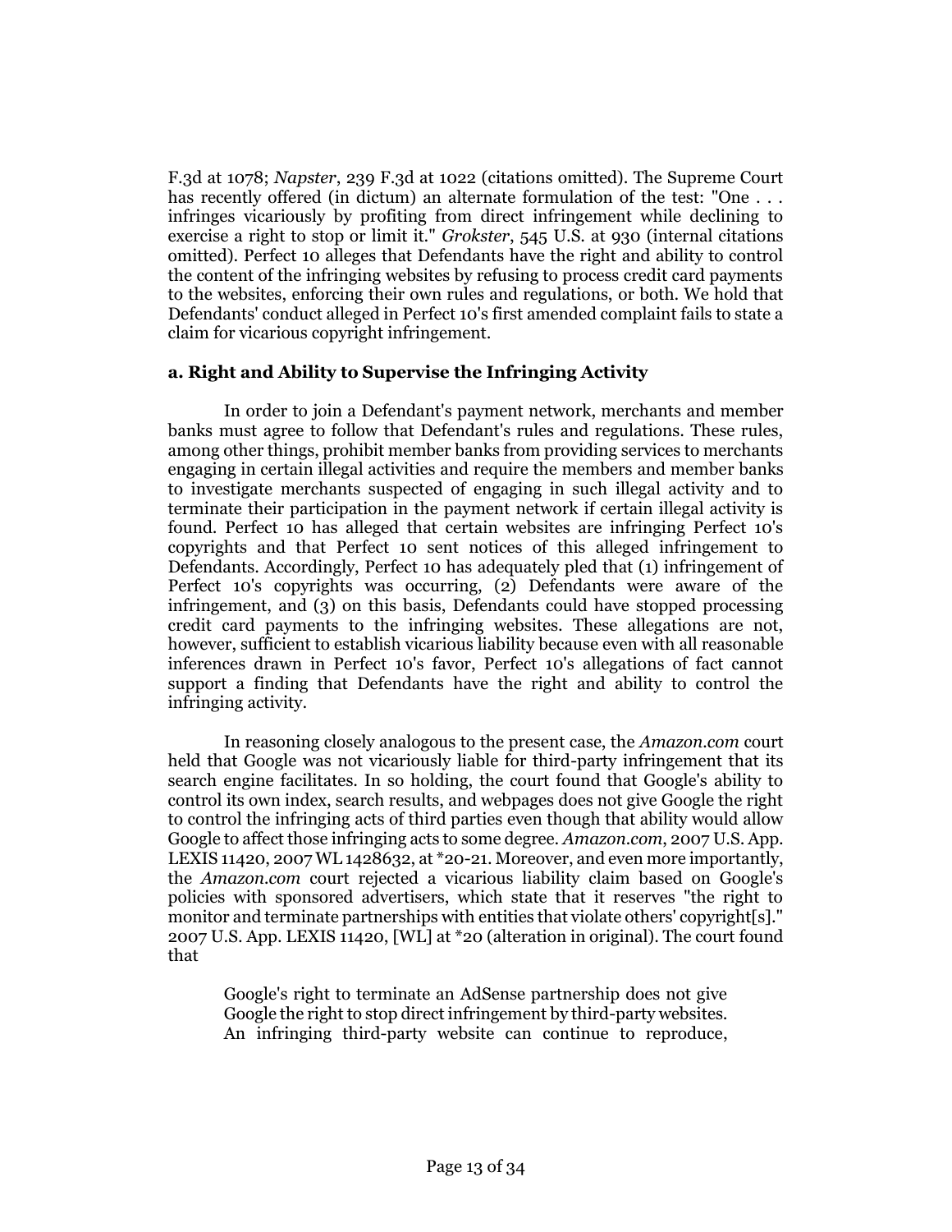F.3d at 1078; *Napster*, 239 F.3d at 1022 (citations omitted). The Supreme Court has recently offered (in dictum) an alternate formulation of the test: "One . . . infringes vicariously by profiting from direct infringement while declining to exercise a right to stop or limit it." *Grokster*, 545 U.S. at 930 (internal citations omitted). Perfect 10 alleges that Defendants have the right and ability to control the content of the infringing websites by refusing to process credit card payments to the websites, enforcing their own rules and regulations, or both. We hold that Defendants' conduct alleged in Perfect 10's first amended complaint fails to state a claim for vicarious copyright infringement.

### a. Right and Ability to Supervise the Infringing Activity

In order to join a Defendant's payment network, merchants and member banks must agree to follow that Defendant's rules and regulations. These rules, among other things, prohibit member banks from providing services to merchants engaging in certain illegal activities and require the members and member banks to investigate merchants suspected of engaging in such illegal activity and to terminate their participation in the payment network if certain illegal activity is found. Perfect 10 has alleged that certain websites are infringing Perfect 10's copyrights and that Perfect 10 sent notices of this alleged infringement to Defendants. Accordingly, Perfect 10 has adequately pled that (1) infringement of Perfect 10's copyrights was occurring, (2) Defendants were aware of the infringement, and (3) on this basis, Defendants could have stopped processing credit card payments to the infringing websites. These allegations are not, however, sufficient to establish vicarious liability because even with all reasonable inferences drawn in Perfect 10's favor, Perfect 10's allegations of fact cannot support a finding that Defendants have the right and ability to control the infringing activity.

In reasoning closely analogous to the present case, the *Amazon.com* court held that Google was not vicariously liable for third-party infringement that its search engine facilitates. In so holding, the court found that Google's ability to control its own index, search results, and webpages does not give Google the right to control the infringing acts of third parties even though that ability would allow Google to affect those infringing acts to some degree. *Amazon.com*, 2007 U.S. App. LEXIS 11420, 2007 WL 1428632, at *20-21. Moreover, and even more importantly, the *Amazon.com* court rejected a vicarious liability claim based on Google's policies with sponsored advertisers, which state that it reserves "the right to monitor and terminate partnerships with entities that violate others' copyright[s]." 2007 U.S. App. LEXIS 11420, [WL] at *20 (alteration in original). The court found that

> Google's right to terminate an AdSense partnership does not give Google the right to stop direct infringement by third-party websites. An infringing third-party website can continue to reproduce,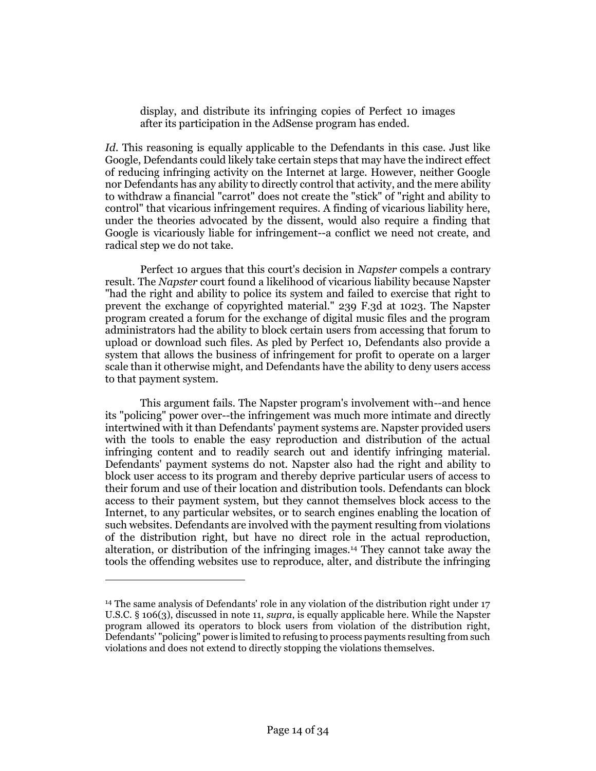> display, and distribute its infringing copies of Perfect 10 images after its participation in the AdSense program has ended.

*Id.* This reasoning is equally applicable to the Defendants in this case. Just like Google, Defendants could likely take certain steps that may have the indirect effect of reducing infringing activity on the Internet at large. However, neither Google nor Defendants has any ability to directly control that activity, and the mere ability to withdraw a financial "carrot" does not create the "stick" of "right and ability to control" that vicarious infringement requires. A finding of vicarious liability here, under the theories advocated by the dissent, would also require a finding that Google is vicariously liable for infringement--a conflict we need not create, and radical step we do not take.

Perfect 10 argues that this court's decision in *Napster* compels a contrary result. The *Napster* court found a likelihood of vicarious liability because Napster "had the right and ability to police its system and failed to exercise that right to prevent the exchange of copyrighted material." 239 F.3d at 1023. The Napster program created a forum for the exchange of digital music files and the program administrators had the ability to block certain users from accessing that forum to upload or download such files. As pled by Perfect 10, Defendants also provide a system that allows the business of infringement for profit to operate on a larger scale than it otherwise might, and Defendants have the ability to deny users access to that payment system.

This argument fails. The Napster program's involvement with--and hence its "policing" power over--the infringement was much more intimate and directly intertwined with it than Defendants' payment systems are. Napster provided users with the tools to enable the easy reproduction and distribution of the actual infringing content and to readily search out and identify infringing material. Defendants' payment systems do not. Napster also had the right and ability to block user access to its program and thereby deprive particular users of access to their forum and use of their location and distribution tools. Defendants can block access to their payment system, but they cannot themselves block access to the Internet, to any particular websites, or to search engines enabling the location of such websites. Defendants are involved with the payment resulting from violations of the distribution right, but have no direct role in the actual reproduction, alteration, or distribution of the infringing images.[14] They cannot take away the tools the offending websites use to reproduce, alter, and distribute the infringing

---

[14] The same analysis of Defendants' role in any violation of the distribution right under 17 U.S.C. § 106(3), discussed in note 11, *supra*, is equally applicable here. While the Napster program allowed its operators to block users from violation of the distribution right, Defendants' "policing" power is limited to refusing to process payments resulting from such violations and does not extend to directly stopping the violations themselves.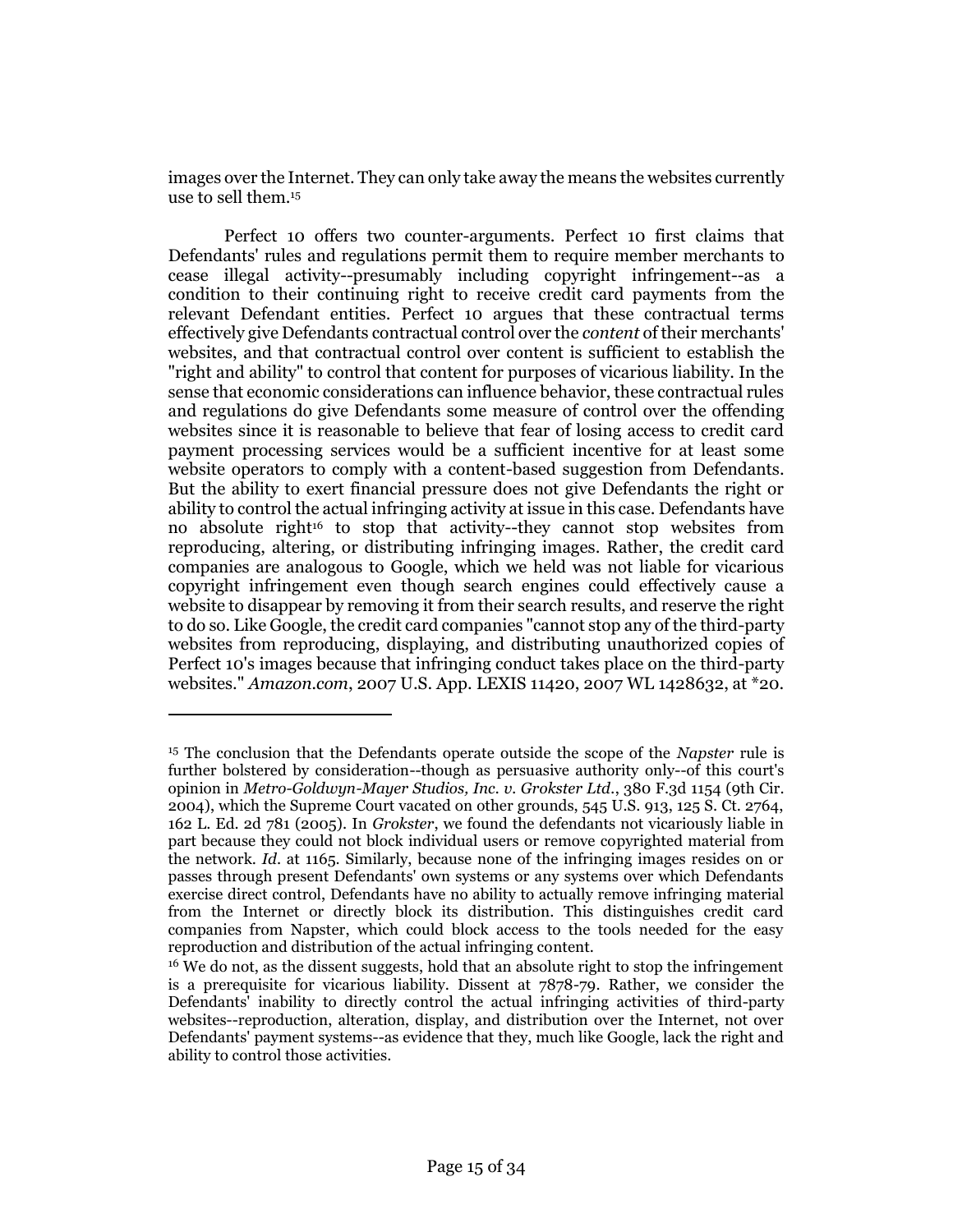images over the Internet. They can only take away the means the websites currently use to sell them.[15]

Perfect 10 offers two counter-arguments. Perfect 10 first claims that Defendants' rules and regulations permit them to require member merchants to cease illegal activity--presumably including copyright infringement--as a condition to their continuing right to receive credit card payments from the relevant Defendant entities. Perfect 10 argues that these contractual terms effectively give Defendants contractual control over the *content* of their merchants' websites, and that contractual control over content is sufficient to establish the "right and ability" to control that content for purposes of vicarious liability. In the sense that economic considerations can influence behavior, these contractual rules and regulations do give Defendants some measure of control over the offending websites since it is reasonable to believe that fear of losing access to credit card payment processing services would be a sufficient incentive for at least some website operators to comply with a content-based suggestion from Defendants. But the ability to exert financial pressure does not give Defendants the right or ability to control the actual infringing activity at issue in this case. Defendants have no absolute right[16] to stop that activity--they cannot stop websites from reproducing, altering, or distributing infringing images. Rather, the credit card companies are analogous to Google, which we held was not liable for vicarious copyright infringement even though search engines could effectively cause a website to disappear by removing it from their search results, and reserve the right to do so. Like Google, the credit card companies "cannot stop any of the third-party websites from reproducing, displaying, and distributing unauthorized copies of Perfect 10's images because that infringing conduct takes place on the third-party websites." *Amazon.com*, 2007 U.S. App. LEXIS 11420, 2007 WL 1428632, at *20.

---

[15] The conclusion that the Defendants operate outside the scope of the *Napster* rule is further bolstered by consideration--though as persuasive authority only--of this court's opinion in *Metro-Goldwyn-Mayer Studios, Inc. v. Grokster Ltd.*, 380 F.3d 1154 (9th Cir. 2004), which the Supreme Court vacated on other grounds, 545 U.S. 913, 125 S. Ct. 2764, 162 L. Ed. 2d 781 (2005). In *Grokster*, we found the defendants not vicariously liable in part because they could not block individual users or remove copyrighted material from the network. *Id.* at 1165. Similarly, because none of the infringing images resides on or passes through present Defendants' own systems or any systems over which Defendants exercise direct control, Defendants have no ability to actually remove infringing material from the Internet or directly block its distribution. This distinguishes credit card companies from Napster, which could block access to the tools needed for the easy reproduction and distribution of the actual infringing content.

[16] We do not, as the dissent suggests, hold that an absolute right to stop the infringement is a prerequisite for vicarious liability. Dissent at 7878-79. Rather, we consider the Defendants' inability to directly control the actual infringing activities of third-party websites--reproduction, alteration, display, and distribution over the Internet, not over Defendants' payment systems--as evidence that they, much like Google, lack the right and ability to control those activities.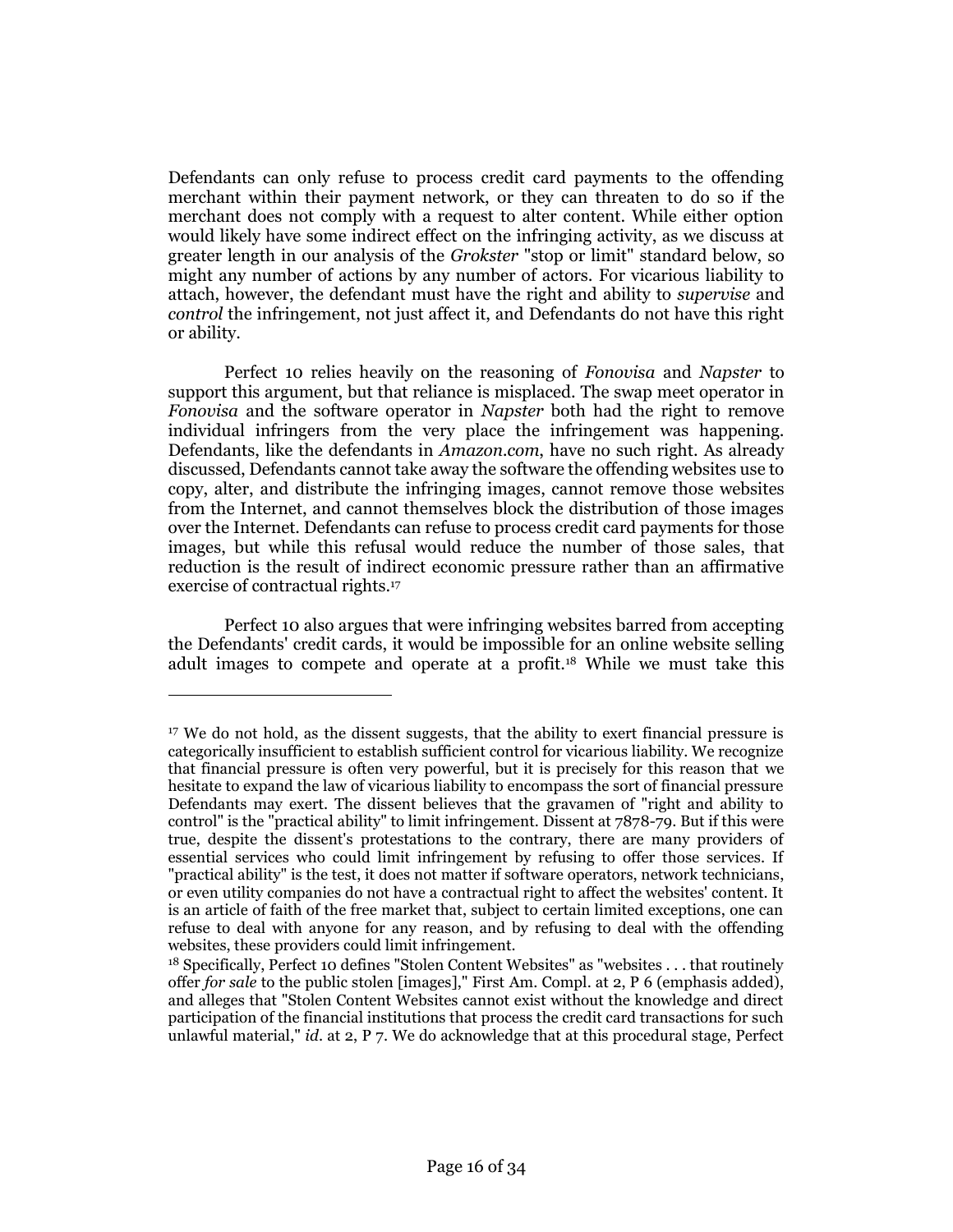Defendants can only refuse to process credit card payments to the offending merchant within their payment network, or they can threaten to do so if the merchant does not comply with a request to alter content. While either option would likely have some indirect effect on the infringing activity, as we discuss at greater length in our analysis of the *Grokster* "stop or limit" standard below, so might any number of actions by any number of actors. For vicarious liability to attach, however, the defendant must have the right and ability to *supervise* and *control* the infringement, not just affect it, and Defendants do not have this right or ability.

Perfect 10 relies heavily on the reasoning of *Fonovisa* and *Napster* to support this argument, but that reliance is misplaced. The swap meet operator in *Fonovisa* and the software operator in *Napster* both had the right to remove individual infringers from the very place the infringement was happening. Defendants, like the defendants in *Amazon.com*, have no such right. As already discussed, Defendants cannot take away the software the offending websites use to copy, alter, and distribute the infringing images, cannot remove those websites from the Internet, and cannot themselves block the distribution of those images over the Internet. Defendants can refuse to process credit card payments for those images, but while this refusal would reduce the number of those sales, that reduction is the result of indirect economic pressure rather than an affirmative exercise of contractual rights.[17]

Perfect 10 also argues that were infringing websites barred from accepting the Defendants' credit cards, it would be impossible for an online website selling adult images to compete and operate at a profit.[18] While we must take this

---

[17] We do not hold, as the dissent suggests, that the ability to exert financial pressure is categorically insufficient to establish sufficient control for vicarious liability. We recognize that financial pressure is often very powerful, but it is precisely for this reason that we hesitate to expand the law of vicarious liability to encompass the sort of financial pressure Defendants may exert. The dissent believes that the gravamen of "right and ability to control" is the "practical ability" to limit infringement. Dissent at 7878-79. But if this were true, despite the dissent's protestations to the contrary, there are many providers of essential services who could limit infringement by refusing to offer those services. If "practical ability" is the test, it does not matter if software operators, network technicians, or even utility companies do not have a contractual right to affect the websites' content. It is an article of faith of the free market that, subject to certain limited exceptions, one can refuse to deal with anyone for any reason, and by refusing to deal with the offending websites, these providers could limit infringement.

[18] Specifically, Perfect 10 defines "Stolen Content Websites" as "websites . . . that routinely offer *for sale* to the public stolen [images]," First Am. Compl. at 2, P 6 (emphasis added), and alleges that "Stolen Content Websites cannot exist without the knowledge and direct participation of the financial institutions that process the credit card transactions for such unlawful material," *id*. at 2, P 7. We do acknowledge that at this procedural stage, Perfect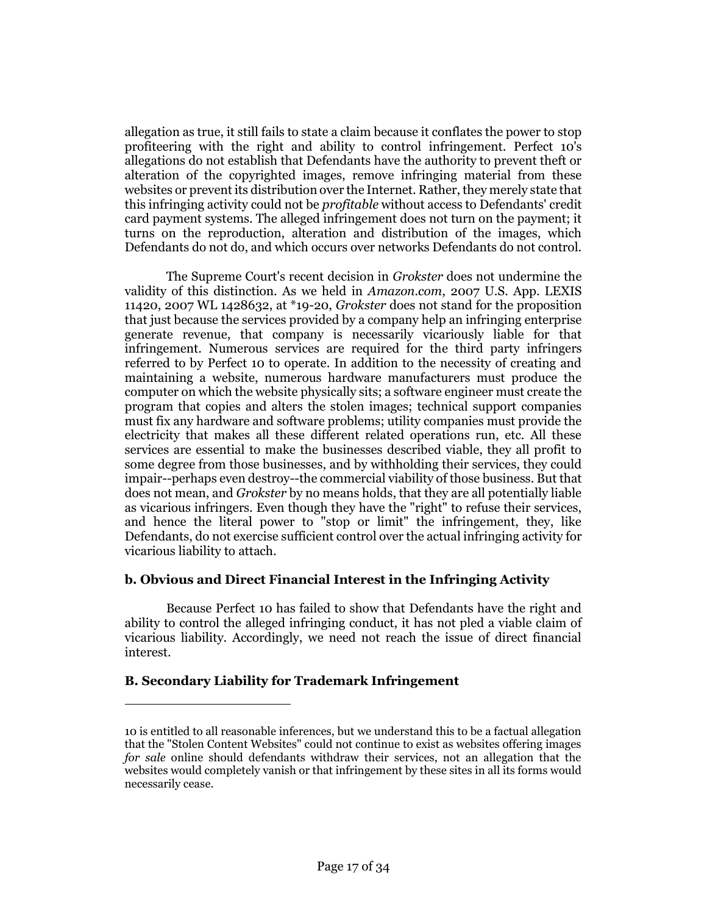allegation as true, it still fails to state a claim because it conflates the power to stop profiteering with the right and ability to control infringement. Perfect 10's allegations do not establish that Defendants have the authority to prevent theft or alteration of the copyrighted images, remove infringing material from these websites or prevent its distribution over the Internet. Rather, they merely state that this infringing activity could not be *profitable* without access to Defendants' credit card payment systems. The alleged infringement does not turn on the payment; it turns on the reproduction, alteration and distribution of the images, which Defendants do not do, and which occurs over networks Defendants do not control.

The Supreme Court's recent decision in *Grokster* does not undermine the validity of this distinction. As we held in *Amazon.com*, 2007 U.S. App. LEXIS 11420, 2007 WL 1428632, at *19-20, *Grokster* does not stand for the proposition that just because the services provided by a company help an infringing enterprise generate revenue, that company is necessarily vicariously liable for that infringement. Numerous services are required for the third party infringers referred to by Perfect 10 to operate. In addition to the necessity of creating and maintaining a website, numerous hardware manufacturers must produce the computer on which the website physically sits; a software engineer must create the program that copies and alters the stolen images; technical support companies must fix any hardware and software problems; utility companies must provide the electricity that makes all these different related operations run, etc. All these services are essential to make the businesses described viable, they all profit to some degree from those businesses, and by withholding their services, they could impair--perhaps even destroy--the commercial viability of those business. But that does not mean, and *Grokster* by no means holds, that they are all potentially liable as vicarious infringers. Even though they have the "right" to refuse their services, and hence the literal power to "stop or limit" the infringement, they, like Defendants, do not exercise sufficient control over the actual infringing activity for vicarious liability to attach.

### b. Obvious and Direct Financial Interest in the Infringing Activity

Because Perfect 10 has failed to show that Defendants have the right and ability to control the alleged infringing conduct, it has not pled a viable claim of vicarious liability. Accordingly, we need not reach the issue of direct financial interest.

## B. Secondary Liability for Trademark Infringement

---

10 is entitled to all reasonable inferences, but we understand this to be a factual allegation that the "Stolen Content Websites" could not continue to exist as websites offering images *for sale* online should defendants withdraw their services, not an allegation that the websites would completely vanish or that infringement by these sites in all its forms would necessarily cease.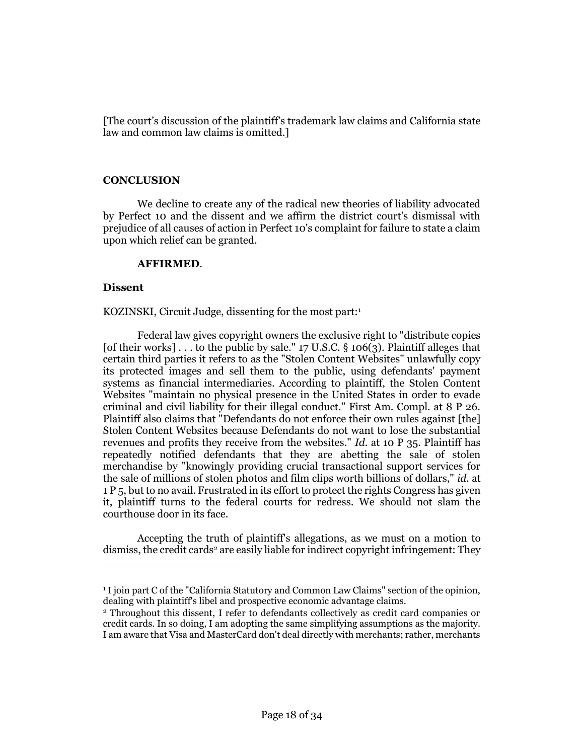[The court's discussion of the plaintiff's trademark law claims and California state law and common law claims is omitted.]

**CONCLUSION**

We decline to create any of the radical new theories of liability advocated by Perfect 10 and the dissent and we affirm the district court's dismissal with prejudice of all causes of action in Perfect 10's complaint for failure to state a claim upon which relief can be granted.

**AFFIRMED**.

**Dissent**

KOZINSKI, Circuit Judge, dissenting for the most part:[1]

Federal law gives copyright owners the exclusive right to "distribute copies [of their works] . . . to the public by sale." 17 U.S.C. § 106(3). Plaintiff alleges that certain third parties it refers to as the "Stolen Content Websites" unlawfully copy its protected images and sell them to the public, using defendants' payment systems as financial intermediaries. According to plaintiff, the Stolen Content Websites "maintain no physical presence in the United States in order to evade criminal and civil liability for their illegal conduct." First Am. Compl. at 8 P 26. Plaintiff also claims that "Defendants do not enforce their own rules against [the] Stolen Content Websites because Defendants do not want to lose the substantial revenues and profits they receive from the websites." *Id.* at 10 P 35. Plaintiff has repeatedly notified defendants that they are abetting the sale of stolen merchandise by "knowingly providing crucial transactional support services for the sale of millions of stolen photos and film clips worth billions of dollars," *id.* at 1 P 5, but to no avail. Frustrated in its effort to protect the rights Congress has given it, plaintiff turns to the federal courts for redress. We should not slam the courthouse door in its face.

Accepting the truth of plaintiff's allegations, as we must on a motion to dismiss, the credit cards[2] are easily liable for indirect copyright infringement: They

---

[1] I join part C of the "California Statutory and Common Law Claims" section of the opinion, dealing with plaintiff's libel and prospective economic advantage claims.

[2] Throughout this dissent, I refer to defendants collectively as credit card companies or credit cards. In so doing, I am adopting the same simplifying assumptions as the majority. I am aware that Visa and MasterCard don't deal directly with merchants; rather, merchants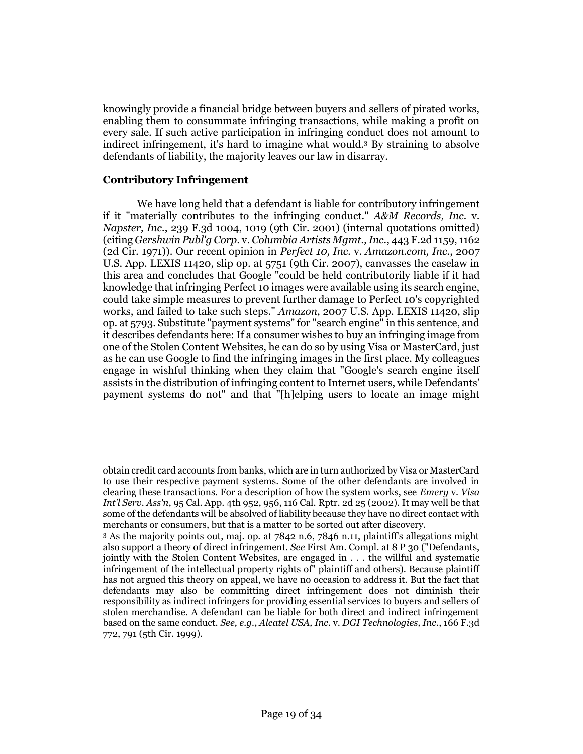knowingly provide a financial bridge between buyers and sellers of pirated works, enabling them to consummate infringing transactions, while making a profit on every sale. If such active participation in infringing conduct does not amount to indirect infringement, it's hard to imagine what would.[3] By straining to absolve defendants of liability, the majority leaves our law in disarray.

### Contributory Infringement

We have long held that a defendant is liable for contributory infringement if it "materially contributes to the infringing conduct." *A&M Records, Inc.* v. *Napster, Inc.*, 239 F.3d 1004, 1019 (9th Cir. 2001) (internal quotations omitted) (citing *Gershwin Publ'g Corp.* v. *Columbia Artists Mgmt., Inc.*, 443 F.2d 1159, 1162 (2d Cir. 1971)). Our recent opinion in *Perfect 10, Inc.* v. *Amazon.com, Inc.*, 2007 U.S. App. LEXIS 11420, slip op. at 5751 (9th Cir. 2007), canvasses the caselaw in this area and concludes that Google "could be held contributorily liable if it had knowledge that infringing Perfect 10 images were available using its search engine, could take simple measures to prevent further damage to Perfect 10's copyrighted works, and failed to take such steps." *Amazon*, 2007 U.S. App. LEXIS 11420, slip op. at 5793. Substitute "payment systems" for "search engine" in this sentence, and it describes defendants here: If a consumer wishes to buy an infringing image from one of the Stolen Content Websites, he can do so by using Visa or MasterCard, just as he can use Google to find the infringing images in the first place. My colleagues engage in wishful thinking when they claim that "Google's search engine itself assists in the distribution of infringing content to Internet users, while Defendants' payment systems do not" and that "[h]elping users to locate an image might

---

obtain credit card accounts from banks, which are in turn authorized by Visa or MasterCard to use their respective payment systems. Some of the other defendants are involved in clearing these transactions. For a description of how the system works, see *Emery* v. *Visa Int'l Serv. Ass'n*, 95 Cal. App. 4th 952, 956, 116 Cal. Rptr. 2d 25 (2002). It may well be that some of the defendants will be absolved of liability because they have no direct contact with merchants or consumers, but that is a matter to be sorted out after discovery.

[3] As the majority points out, maj. op. at 7842 n.6, 7846 n.11, plaintiff's allegations might also support a theory of direct infringement. *See* First Am. Compl. at 8 P 30 ("Defendants, jointly with the Stolen Content Websites, are engaged in . . . the willful and systematic infringement of the intellectual property rights of" plaintiff and others). Because plaintiff has not argued this theory on appeal, we have no occasion to address it. But the fact that defendants may also be committing direct infringement does not diminish their responsibility as indirect infringers for providing essential services to buyers and sellers of stolen merchandise. A defendant can be liable for both direct and indirect infringement based on the same conduct. *See, e.g.*, *Alcatel USA, Inc.* v. *DGI Technologies, Inc.*, 166 F.3d 772, 791 (5th Cir. 1999).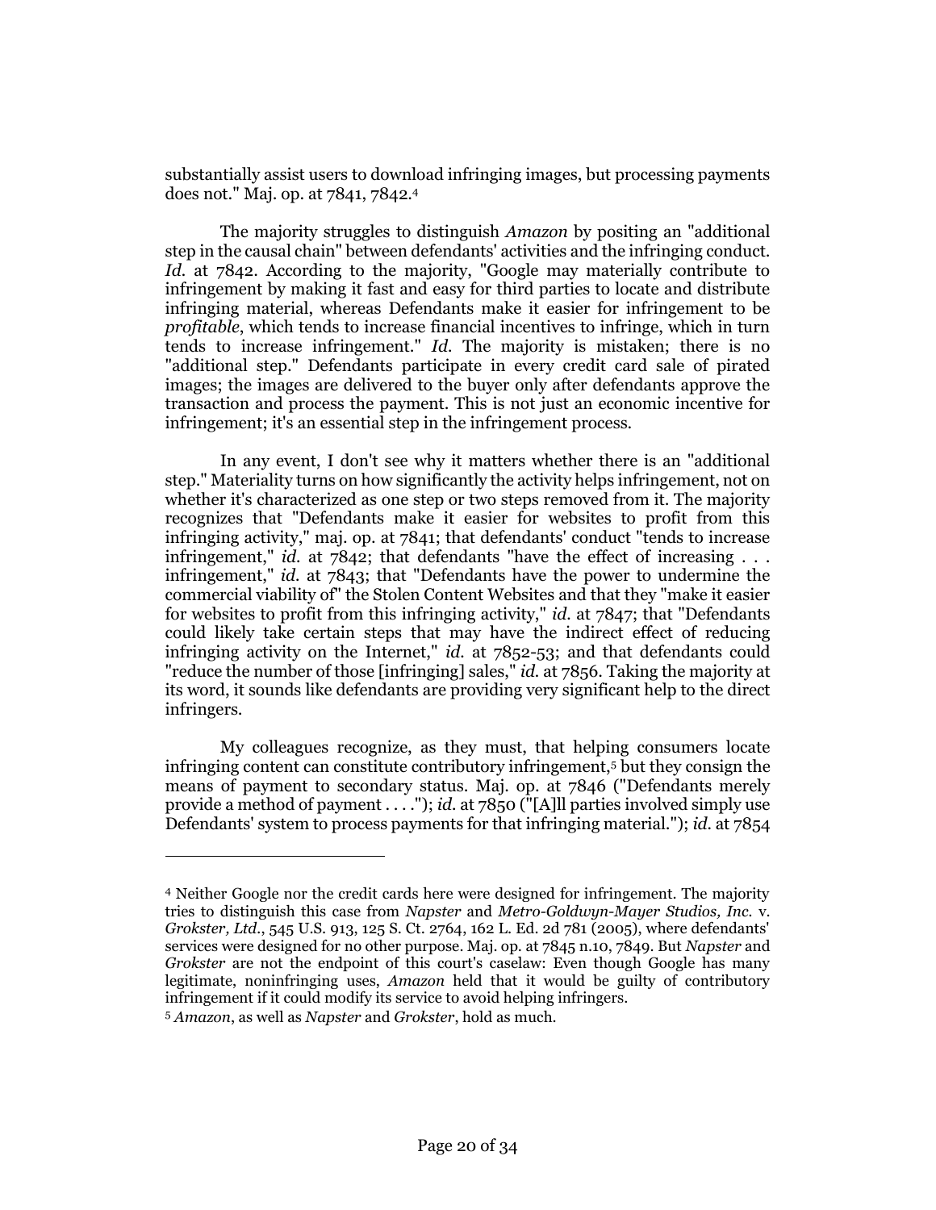substantially assist users to download infringing images, but processing payments does not." Maj. op. at 7841, 7842.[4]

The majority struggles to distinguish *Amazon* by positing an "additional step in the causal chain" between defendants' activities and the infringing conduct. *Id.* at 7842. According to the majority, "Google may materially contribute to infringement by making it fast and easy for third parties to locate and distribute infringing material, whereas Defendants make it easier for infringement to be *profitable*, which tends to increase financial incentives to infringe, which in turn tends to increase infringement." *Id.* The majority is mistaken; there is no "additional step." Defendants participate in every credit card sale of pirated images; the images are delivered to the buyer only after defendants approve the transaction and process the payment. This is not just an economic incentive for infringement; it's an essential step in the infringement process.

In any event, I don't see why it matters whether there is an "additional step." Materiality turns on how significantly the activity helps infringement, not on whether it's characterized as one step or two steps removed from it. The majority recognizes that "Defendants make it easier for websites to profit from this infringing activity," maj. op. at 7841; that defendants' conduct "tends to increase infringement," *id.* at 7842; that defendants "have the effect of increasing . . . infringement," *id.* at 7843; that "Defendants have the power to undermine the commercial viability of" the Stolen Content Websites and that they "make it easier for websites to profit from this infringing activity," *id.* at 7847; that "Defendants could likely take certain steps that may have the indirect effect of reducing infringing activity on the Internet," *id.* at 7852-53; and that defendants could "reduce the number of those [infringing] sales," *id.* at 7856. Taking the majority at its word, it sounds like defendants are providing very significant help to the direct infringers.

My colleagues recognize, as they must, that helping consumers locate infringing content can constitute contributory infringement,[5] but they consign the means of payment to secondary status. Maj. op. at 7846 ("Defendants merely provide a method of payment . . . ."); *id.* at 7850 ("[A]ll parties involved simply use Defendants' system to process payments for that infringing material."); *id.* at 7854

---

[4] Neither Google nor the credit cards here were designed for infringement. The majority tries to distinguish this case from *Napster* and *Metro-Goldwyn-Mayer Studios, Inc.* v. *Grokster, Ltd.*, 545 U.S. 913, 125 S. Ct. 2764, 162 L. Ed. 2d 781 (2005), where defendants' services were designed for no other purpose. Maj. op. at 7845 n.10, 7849. But *Napster* and *Grokster* are not the endpoint of this court's caselaw: Even though Google has many legitimate, noninfringing uses, *Amazon* held that it would be guilty of contributory infringement if it could modify its service to avoid helping infringers.

[5] *Amazon*, as well as *Napster* and *Grokster*, hold as much.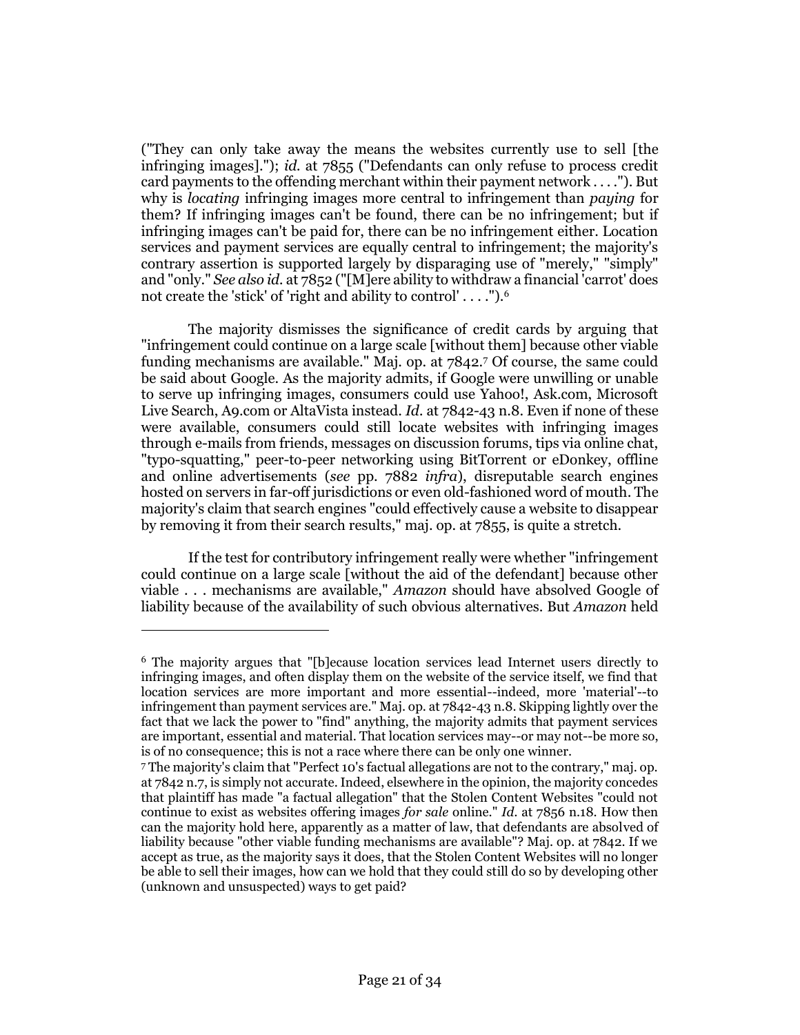("They can only take away the means the websites currently use to sell [the infringing images]."); *id.* at 7855 ("Defendants can only refuse to process credit card payments to the offending merchant within their payment network . . . ."). But why is *locating* infringing images more central to infringement than *paying* for them? If infringing images can't be found, there can be no infringement; but if infringing images can't be paid for, there can be no infringement either. Location services and payment services are equally central to infringement; the majority's contrary assertion is supported largely by disparaging use of "merely," "simply" and "only." *See also id.* at 7852 ("[M]ere ability to withdraw a financial 'carrot' does not create the 'stick' of 'right and ability to control' . . . .").[6]

The majority dismisses the significance of credit cards by arguing that "infringement could continue on a large scale [without them] because other viable funding mechanisms are available." Maj. op. at 7842.[7] Of course, the same could be said about Google. As the majority admits, if Google were unwilling or unable to serve up infringing images, consumers could use Yahoo!, Ask.com, Microsoft Live Search, A9.com or AltaVista instead. *Id.* at 7842-43 n.8. Even if none of these were available, consumers could still locate websites with infringing images through e-mails from friends, messages on discussion forums, tips via online chat, "typo-squatting," peer-to-peer networking using BitTorrent or eDonkey, offline and online advertisements (*see* pp. 7882 *infra*), disreputable search engines hosted on servers in far-off jurisdictions or even old-fashioned word of mouth. The majority's claim that search engines "could effectively cause a website to disappear by removing it from their search results," maj. op. at 7855, is quite a stretch.

If the test for contributory infringement really were whether "infringement could continue on a large scale [without the aid of the defendant] because other viable . . . mechanisms are available," *Amazon* should have absolved Google of liability because of the availability of such obvious alternatives. But *Amazon* held

---

[6] The majority argues that "[b]ecause location services lead Internet users directly to infringing images, and often display them on the website of the service itself, we find that location services are more important and more essential--indeed, more 'material'--to infringement than payment services are." Maj. op. at 7842-43 n.8. Skipping lightly over the fact that we lack the power to "find" anything, the majority admits that payment services are important, essential and material. That location services may--or may not--be more so, is of no consequence; this is not a race where there can be only one winner.

[7] The majority's claim that "Perfect 10's factual allegations are not to the contrary," maj. op. at 7842 n.7, is simply not accurate. Indeed, elsewhere in the opinion, the majority concedes that plaintiff has made "a factual allegation" that the Stolen Content Websites "could not continue to exist as websites offering images *for sale* online." *Id.* at 7856 n.18. How then can the majority hold here, apparently as a matter of law, that defendants are absolved of liability because "other viable funding mechanisms are available"? Maj. op. at 7842. If we accept as true, as the majority says it does, that the Stolen Content Websites will no longer be able to sell their images, how can we hold that they could still do so by developing other (unknown and unsuspected) ways to get paid?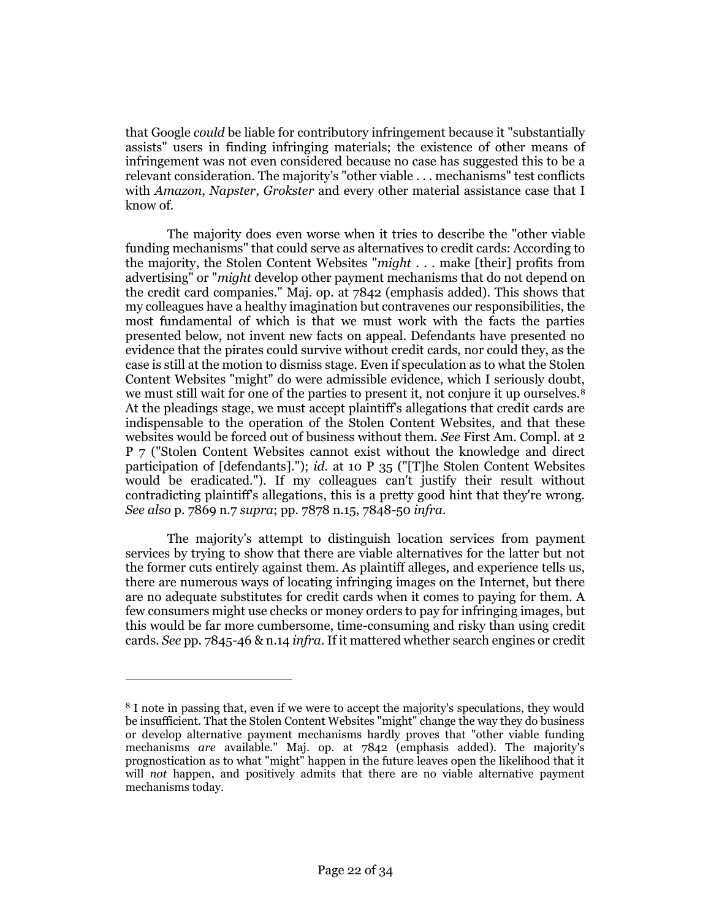that Google *could* be liable for contributory infringement because it "substantially assists" users in finding infringing materials; the existence of other means of infringement was not even considered because no case has suggested this to be a relevant consideration. The majority's "other viable . . . mechanisms" test conflicts with *Amazon*, *Napster*, *Grokster* and every other material assistance case that I know of.

The majority does even worse when it tries to describe the "other viable funding mechanisms" that could serve as alternatives to credit cards: According to the majority, the Stolen Content Websites "*might* . . . make [their] profits from advertising" or "*might* develop other payment mechanisms that do not depend on the credit card companies." Maj. op. at 7842 (emphasis added). This shows that my colleagues have a healthy imagination but contravenes our responsibilities, the most fundamental of which is that we must work with the facts the parties presented below, not invent new facts on appeal. Defendants have presented no evidence that the pirates could survive without credit cards, nor could they, as the case is still at the motion to dismiss stage. Even if speculation as to what the Stolen Content Websites "might" do were admissible evidence, which I seriously doubt, we must still wait for one of the parties to present it, not conjure it up ourselves.[8] At the pleadings stage, we must accept plaintiff's allegations that credit cards are indispensable to the operation of the Stolen Content Websites, and that these websites would be forced out of business without them. *See* First Am. Compl. at 2 P 7 ("Stolen Content Websites cannot exist without the knowledge and direct participation of [defendants]."); *id.* at 10 P 35 ("[T]he Stolen Content Websites would be eradicated."). If my colleagues can't justify their result without contradicting plaintiff's allegations, this is a pretty good hint that they're wrong. *See also* p. 7869 n.7 *supra*; pp. 7878 n.15, 7848-50 *infra*.

The majority's attempt to distinguish location services from payment services by trying to show that there are viable alternatives for the latter but not the former cuts entirely against them. As plaintiff alleges, and experience tells us, there are numerous ways of locating infringing images on the Internet, but there are no adequate substitutes for credit cards when it comes to paying for them. A few consumers might use checks or money orders to pay for infringing images, but this would be far more cumbersome, time-consuming and risky than using credit cards. *See* pp. 7845-46 & n.14 *infra*. If it mattered whether search engines or credit

---

[8] I note in passing that, even if we were to accept the majority's speculations, they would be insufficient. That the Stolen Content Websites "might" change the way they do business or develop alternative payment mechanisms hardly proves that "other viable funding mechanisms *are* available." Maj. op. at 7842 (emphasis added). The majority's prognostication as to what "might" happen in the future leaves open the likelihood that it will *not* happen, and positively admits that there are no viable alternative payment mechanisms today.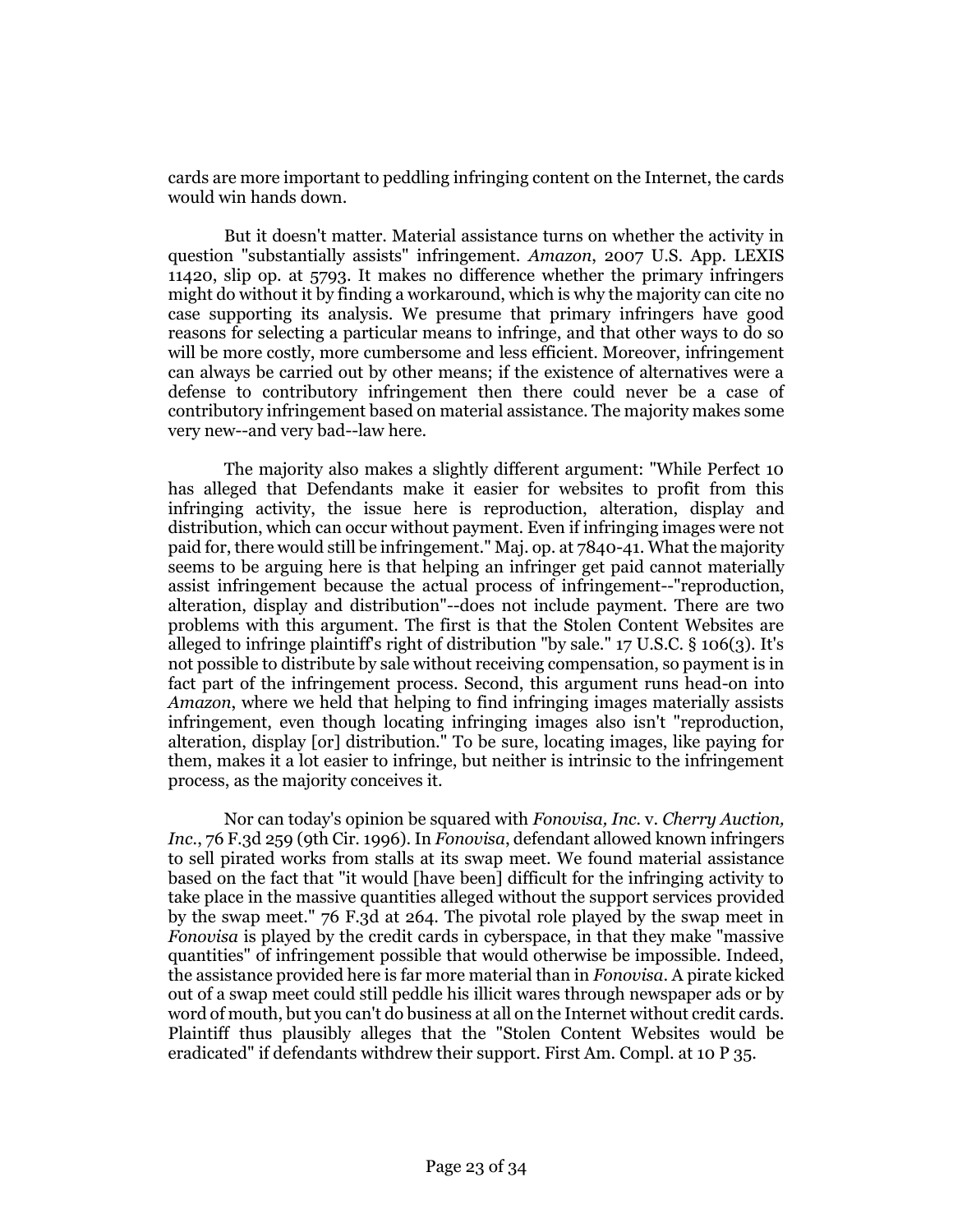cards are more important to peddling infringing content on the Internet, the cards would win hands down.

But it doesn't matter. Material assistance turns on whether the activity in question "substantially assists" infringement. *Amazon*, 2007 U.S. App. LEXIS 11420, slip op. at 5793. It makes no difference whether the primary infringers might do without it by finding a workaround, which is why the majority can cite no case supporting its analysis. We presume that primary infringers have good reasons for selecting a particular means to infringe, and that other ways to do so will be more costly, more cumbersome and less efficient. Moreover, infringement can always be carried out by other means; if the existence of alternatives were a defense to contributory infringement then there could never be a case of contributory infringement based on material assistance. The majority makes some very new--and very bad--law here.

The majority also makes a slightly different argument: "While Perfect 10 has alleged that Defendants make it easier for websites to profit from this infringing activity, the issue here is reproduction, alteration, display and distribution, which can occur without payment. Even if infringing images were not paid for, there would still be infringement." Maj. op. at 7840-41. What the majority seems to be arguing here is that helping an infringer get paid cannot materially assist infringement because the actual process of infringement--"reproduction, alteration, display and distribution"--does not include payment. There are two problems with this argument. The first is that the Stolen Content Websites are alleged to infringe plaintiff's right of distribution "by sale." 17 U.S.C. § 106(3). It's not possible to distribute by sale without receiving compensation, so payment is in fact part of the infringement process. Second, this argument runs head-on into *Amazon*, where we held that helping to find infringing images materially assists infringement, even though locating infringing images also isn't "reproduction, alteration, display [or] distribution." To be sure, locating images, like paying for them, makes it a lot easier to infringe, but neither is intrinsic to the infringement process, as the majority conceives it.

Nor can today's opinion be squared with *Fonovisa, Inc.* v. *Cherry Auction, Inc.*, 76 F.3d 259 (9th Cir. 1996). In *Fonovisa*, defendant allowed known infringers to sell pirated works from stalls at its swap meet. We found material assistance based on the fact that "it would [have been] difficult for the infringing activity to take place in the massive quantities alleged without the support services provided by the swap meet." 76 F.3d at 264. The pivotal role played by the swap meet in *Fonovisa* is played by the credit cards in cyberspace, in that they make "massive quantities" of infringement possible that would otherwise be impossible. Indeed, the assistance provided here is far more material than in *Fonovisa*. A pirate kicked out of a swap meet could still peddle his illicit wares through newspaper ads or by word of mouth, but you can't do business at all on the Internet without credit cards. Plaintiff thus plausibly alleges that the "Stolen Content Websites would be eradicated" if defendants withdrew their support. First Am. Compl. at 10 P 35.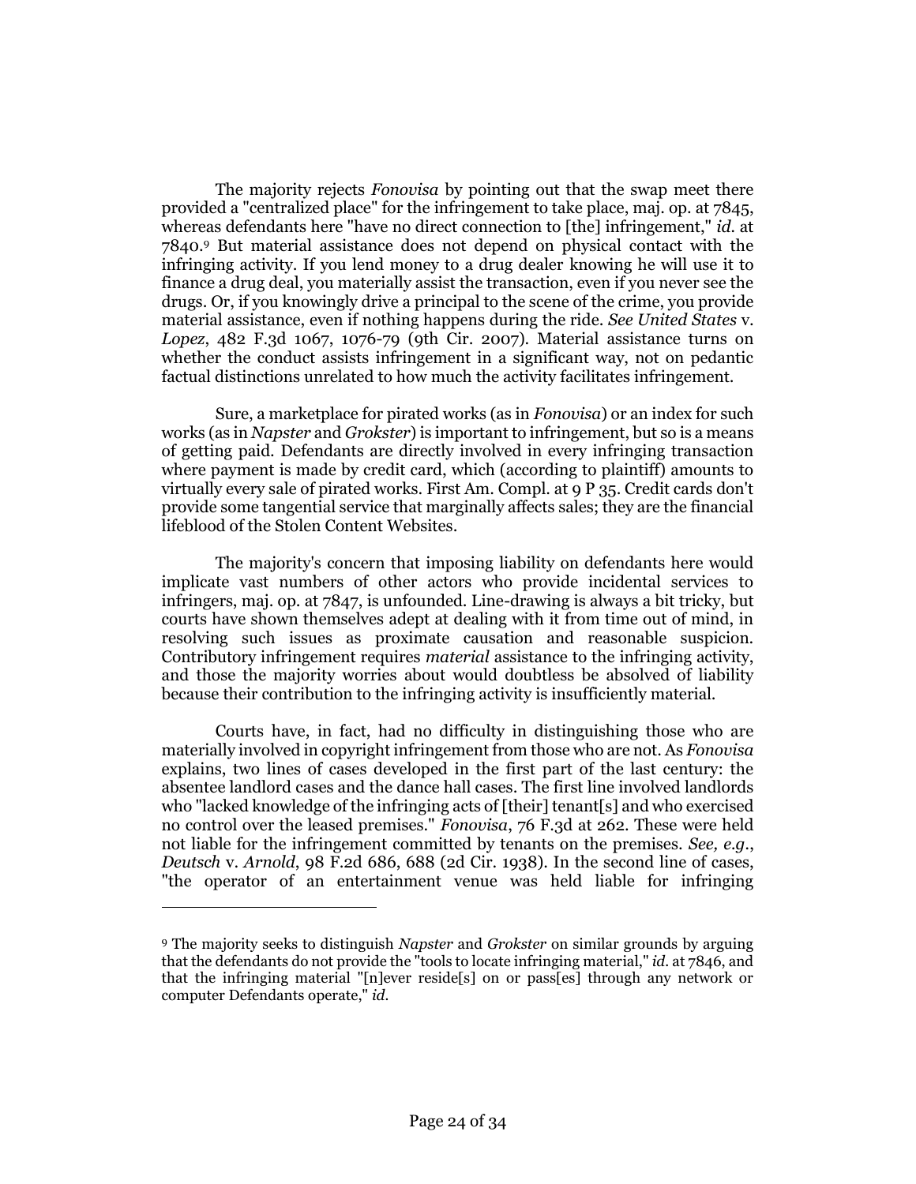The majority rejects *Fonovisa* by pointing out that the swap meet there provided a "centralized place" for the infringement to take place, maj. op. at 7845, whereas defendants here "have no direct connection to [the] infringement," *id.* at 7840.[9] But material assistance does not depend on physical contact with the infringing activity. If you lend money to a drug dealer knowing he will use it to finance a drug deal, you materially assist the transaction, even if you never see the drugs. Or, if you knowingly drive a principal to the scene of the crime, you provide material assistance, even if nothing happens during the ride. *See United States* v. *Lopez*, 482 F.3d 1067, 1076-79 (9th Cir. 2007). Material assistance turns on whether the conduct assists infringement in a significant way, not on pedantic factual distinctions unrelated to how much the activity facilitates infringement.

Sure, a marketplace for pirated works (as in *Fonovisa*) or an index for such works (as in *Napster* and *Grokster*) is important to infringement, but so is a means of getting paid. Defendants are directly involved in every infringing transaction where payment is made by credit card, which (according to plaintiff) amounts to virtually every sale of pirated works. First Am. Compl. at 9 P 35. Credit cards don't provide some tangential service that marginally affects sales; they are the financial lifeblood of the Stolen Content Websites.

The majority's concern that imposing liability on defendants here would implicate vast numbers of other actors who provide incidental services to infringers, maj. op. at 7847, is unfounded. Line-drawing is always a bit tricky, but courts have shown themselves adept at dealing with it from time out of mind, in resolving such issues as proximate causation and reasonable suspicion. Contributory infringement requires *material* assistance to the infringing activity, and those the majority worries about would doubtless be absolved of liability because their contribution to the infringing activity is insufficiently material.

Courts have, in fact, had no difficulty in distinguishing those who are materially involved in copyright infringement from those who are not. As *Fonovisa* explains, two lines of cases developed in the first part of the last century: the absentee landlord cases and the dance hall cases. The first line involved landlords who "lacked knowledge of the infringing acts of [their] tenant[s] and who exercised no control over the leased premises." *Fonovisa*, 76 F.3d at 262. These were held not liable for the infringement committed by tenants on the premises. *See, e.g.*, *Deutsch* v. *Arnold*, 98 F.2d 686, 688 (2d Cir. 1938). In the second line of cases, "the operator of an entertainment venue was held liable for infringing

---

[9] The majority seeks to distinguish *Napster* and *Grokster* on similar grounds by arguing that the defendants do not provide the "tools to locate infringing material," *id.* at 7846, and that the infringing material "[n]ever reside[s] on or pass[es] through any network or computer Defendants operate," *id.*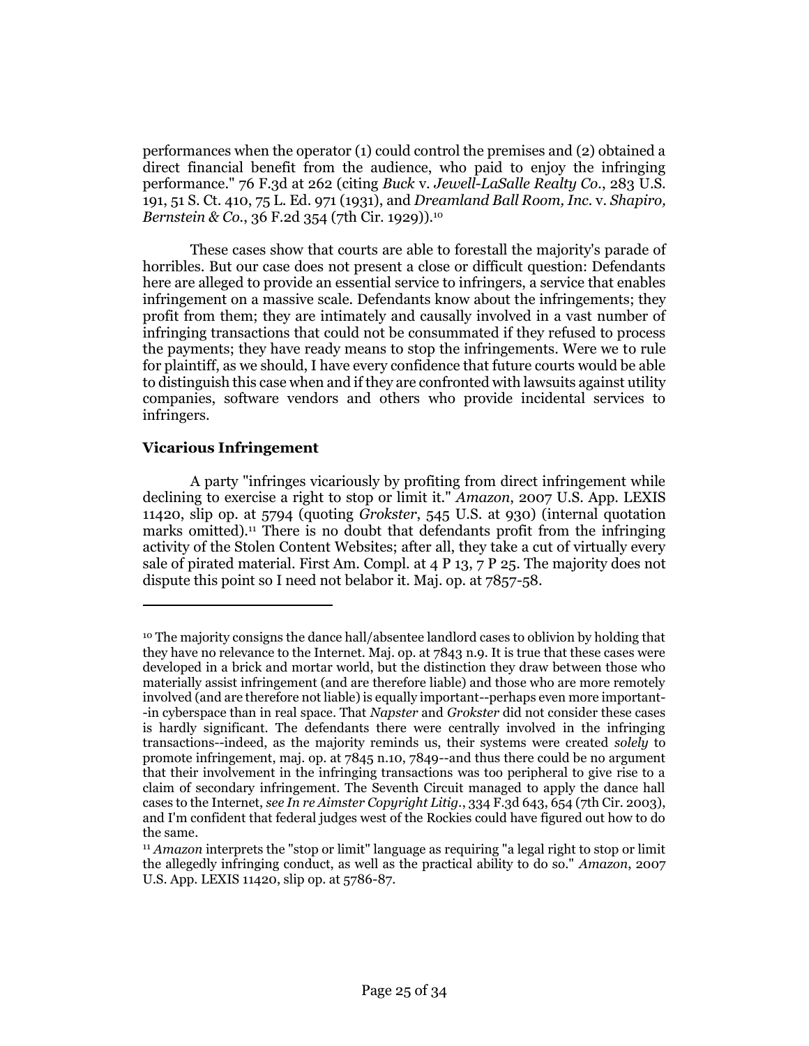performances when the operator (1) could control the premises and (2) obtained a direct financial benefit from the audience, who paid to enjoy the infringing performance." 76 F.3d at 262 (citing *Buck* v. *Jewell-LaSalle Realty Co.*, 283 U.S. 191, 51 S. Ct. 410, 75 L. Ed. 971 (1931), and *Dreamland Ball Room, Inc.* v. *Shapiro, Bernstein & Co.*, 36 F.2d 354 (7th Cir. 1929)).[10]

These cases show that courts are able to forestall the majority's parade of horribles. But our case does not present a close or difficult question: Defendants here are alleged to provide an essential service to infringers, a service that enables infringement on a massive scale. Defendants know about the infringements; they profit from them; they are intimately and causally involved in a vast number of infringing transactions that could not be consummated if they refused to process the payments; they have ready means to stop the infringements. Were we to rule for plaintiff, as we should, I have every confidence that future courts would be able to distinguish this case when and if they are confronted with lawsuits against utility companies, software vendors and others who provide incidental services to infringers.

### Vicarious Infringement

A party "infringes vicariously by profiting from direct infringement while declining to exercise a right to stop or limit it." *Amazon*, 2007 U.S. App. LEXIS 11420, slip op. at 5794 (quoting *Grokster*, 545 U.S. at 930) (internal quotation marks omitted).[11] There is no doubt that defendants profit from the infringing activity of the Stolen Content Websites; after all, they take a cut of virtually every sale of pirated material. First Am. Compl. at 4 P 13, 7 P 25. The majority does not dispute this point so I need not belabor it. Maj. op. at 7857-58.

---

[10] The majority consigns the dance hall/absentee landlord cases to oblivion by holding that they have no relevance to the Internet. Maj. op. at 7843 n.9. It is true that these cases were developed in a brick and mortar world, but the distinction they draw between those who materially assist infringement (and are therefore liable) and those who are more remotely involved (and are therefore not liable) is equally important--perhaps even more important--in cyberspace than in real space. That *Napster* and *Grokster* did not consider these cases is hardly significant. The defendants there were centrally involved in the infringing transactions--indeed, as the majority reminds us, their systems were created *solely* to promote infringement, maj. op. at 7845 n.10, 7849--and thus there could be no argument that their involvement in the infringing transactions was too peripheral to give rise to a claim of secondary infringement. The Seventh Circuit managed to apply the dance hall cases to the Internet, *see In re Aimster Copyright Litig.*, 334 F.3d 643, 654 (7th Cir. 2003), and I'm confident that federal judges west of the Rockies could have figured out how to do the same.

[11] *Amazon* interprets the "stop or limit" language as requiring "a legal right to stop or limit the allegedly infringing conduct, as well as the practical ability to do so." *Amazon*, 2007 U.S. App. LEXIS 11420, slip op. at 5786-87.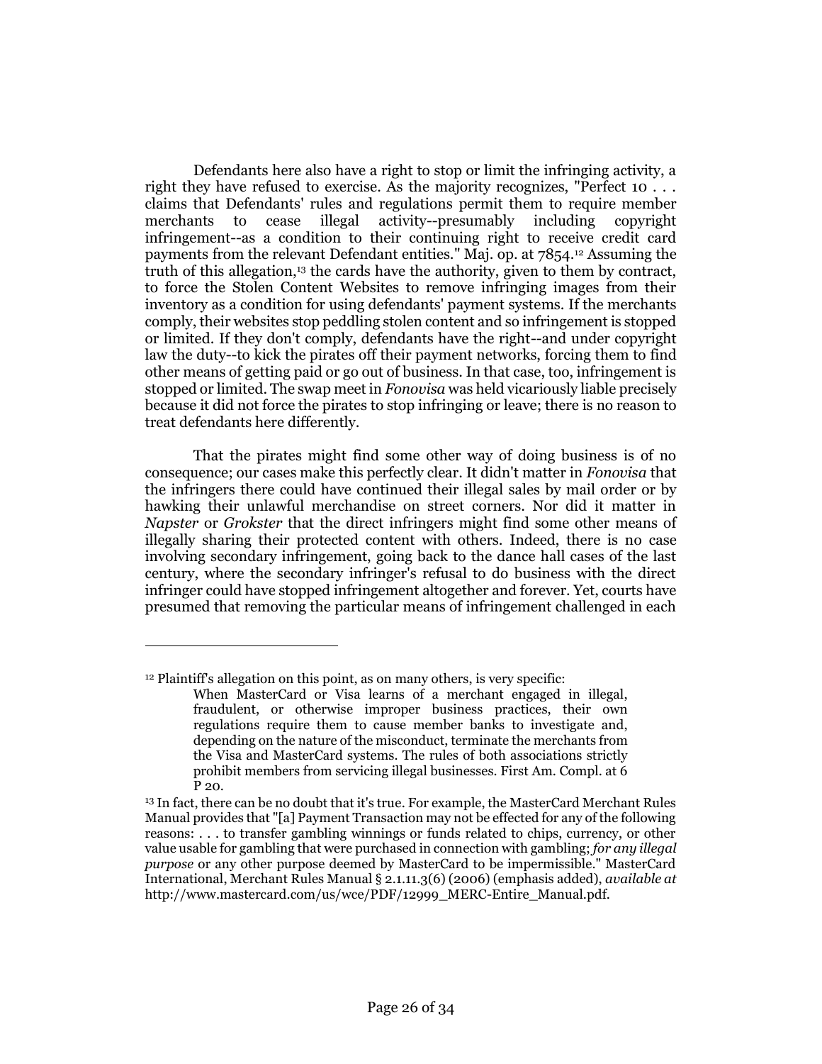Defendants here also have a right to stop or limit the infringing activity, a right they have refused to exercise. As the majority recognizes, "Perfect 10 . . . claims that Defendants' rules and regulations permit them to require member merchants to cease illegal activity--presumably including copyright infringement--as a condition to their continuing right to receive credit card payments from the relevant Defendant entities." Maj. op. at 7854.[12] Assuming the truth of this allegation,[13] the cards have the authority, given to them by contract, to force the Stolen Content Websites to remove infringing images from their inventory as a condition for using defendants' payment systems. If the merchants comply, their websites stop peddling stolen content and so infringement is stopped or limited. If they don't comply, defendants have the right--and under copyright law the duty--to kick the pirates off their payment networks, forcing them to find other means of getting paid or go out of business. In that case, too, infringement is stopped or limited. The swap meet in *Fonovisa* was held vicariously liable precisely because it did not force the pirates to stop infringing or leave; there is no reason to treat defendants here differently.

That the pirates might find some other way of doing business is of no consequence; our cases make this perfectly clear. It didn't matter in *Fonovisa* that the infringers there could have continued their illegal sales by mail order or by hawking their unlawful merchandise on street corners. Nor did it matter in *Napster* or *Grokster* that the direct infringers might find some other means of illegally sharing their protected content with others. Indeed, there is no case involving secondary infringement, going back to the dance hall cases of the last century, where the secondary infringer's refusal to do business with the direct infringer could have stopped infringement altogether and forever. Yet, courts have presumed that removing the particular means of infringement challenged in each

---

[12] Plaintiff's allegation on this point, as on many others, is very specific:

> When MasterCard or Visa learns of a merchant engaged in illegal, fraudulent, or otherwise improper business practices, their own regulations require them to cause member banks to investigate and, depending on the nature of the misconduct, terminate the merchants from the Visa and MasterCard systems. The rules of both associations strictly prohibit members from servicing illegal businesses. First Am. Compl. at 6 P 20.

[13] In fact, there can be no doubt that it's true. For example, the MasterCard Merchant Rules Manual provides that "[a] Payment Transaction may not be effected for any of the following reasons: . . . to transfer gambling winnings or funds related to chips, currency, or other value usable for gambling that were purchased in connection with gambling; *for any illegal purpose* or any other purpose deemed by MasterCard to be impermissible." MasterCard International, Merchant Rules Manual § 2.1.11.3(6) (2006) (emphasis added), *available at* http://www.mastercard.com/us/wce/PDF/12999_MERC-Entire_Manual.pdf.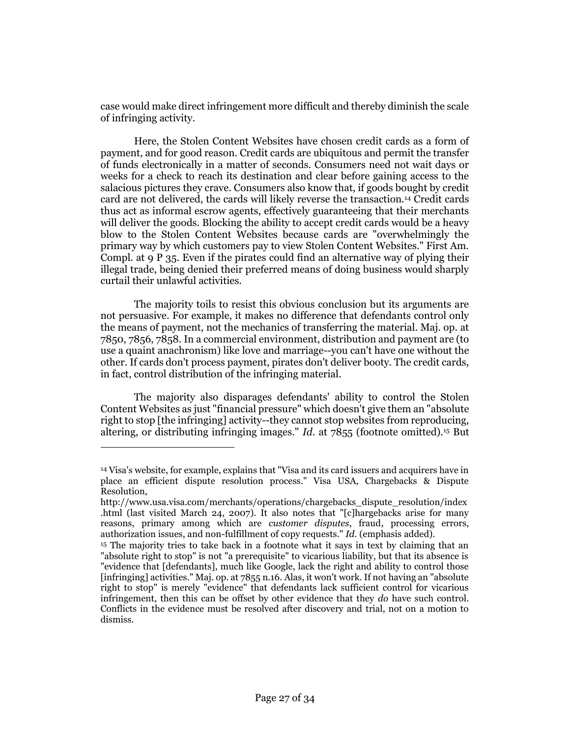case would make direct infringement more difficult and thereby diminish the scale of infringing activity.

Here, the Stolen Content Websites have chosen credit cards as a form of payment, and for good reason. Credit cards are ubiquitous and permit the transfer of funds electronically in a matter of seconds. Consumers need not wait days or weeks for a check to reach its destination and clear before gaining access to the salacious pictures they crave. Consumers also know that, if goods bought by credit card are not delivered, the cards will likely reverse the transaction.[14] Credit cards thus act as informal escrow agents, effectively guaranteeing that their merchants will deliver the goods. Blocking the ability to accept credit cards would be a heavy blow to the Stolen Content Websites because cards are "overwhelmingly the primary way by which customers pay to view Stolen Content Websites." First Am. Compl. at 9 P 35. Even if the pirates could find an alternative way of plying their illegal trade, being denied their preferred means of doing business would sharply curtail their unlawful activities.

The majority toils to resist this obvious conclusion but its arguments are not persuasive. For example, it makes no difference that defendants control only the means of payment, not the mechanics of transferring the material. Maj. op. at 7850, 7856, 7858. In a commercial environment, distribution and payment are (to use a quaint anachronism) like love and marriage--you can't have one without the other. If cards don't process payment, pirates don't deliver booty. The credit cards, in fact, control distribution of the infringing material.

The majority also disparages defendants' ability to control the Stolen Content Websites as just "financial pressure" which doesn't give them an "absolute right to stop [the infringing] activity--they cannot stop websites from reproducing, altering, or distributing infringing images." *Id.* at 7855 (footnote omitted).[15] But

---

[14] Visa's website, for example, explains that "Visa and its card issuers and acquirers have in place an efficient dispute resolution process." Visa USA, Chargebacks & Dispute Resolution, http://www.usa.visa.com/merchants/operations/chargebacks_dispute_resolution/index.html (last visited March 24, 2007). It also notes that "[c]hargebacks arise for many reasons, primary among which are *customer disputes*, fraud, processing errors, authorization issues, and non-fulfillment of copy requests." *Id.* (emphasis added).

[15] The majority tries to take back in a footnote what it says in text by claiming that an "absolute right to stop" is not "a prerequisite" to vicarious liability, but that its absence is "evidence that [defendants], much like Google, lack the right and ability to control those [infringing] activities." Maj. op. at 7855 n.16. Alas, it won't work. If not having an "absolute right to stop" is merely "evidence" that defendants lack sufficient control for vicarious infringement, then this can be offset by other evidence that they *do* have such control. Conflicts in the evidence must be resolved after discovery and trial, not on a motion to dismiss.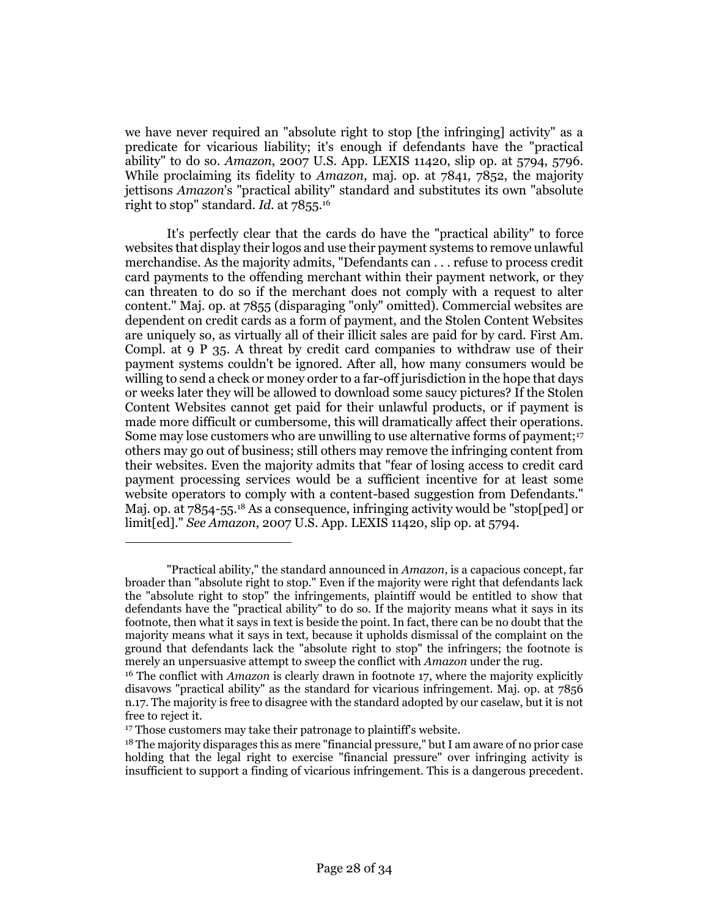we have never required an "absolute right to stop [the infringing] activity" as a predicate for vicarious liability; it's enough if defendants have the "practical ability" to do so. *Amazon*, 2007 U.S. App. LEXIS 11420, slip op. at 5794, 5796. While proclaiming its fidelity to *Amazon*, maj. op. at 7841, 7852, the majority jettisons *Amazon*'s "practical ability" standard and substitutes its own "absolute right to stop" standard. *Id.* at 7855.[16]

It's perfectly clear that the cards do have the "practical ability" to force websites that display their logos and use their payment systems to remove unlawful merchandise. As the majority admits, "Defendants can . . . refuse to process credit card payments to the offending merchant within their payment network, or they can threaten to do so if the merchant does not comply with a request to alter content." Maj. op. at 7855 (disparaging "only" omitted). Commercial websites are dependent on credit cards as a form of payment, and the Stolen Content Websites are uniquely so, as virtually all of their illicit sales are paid for by card. First Am. Compl. at 9 P 35. A threat by credit card companies to withdraw use of their payment systems couldn't be ignored. After all, how many consumers would be willing to send a check or money order to a far-off jurisdiction in the hope that days or weeks later they will be allowed to download some saucy pictures? If the Stolen Content Websites cannot get paid for their unlawful products, or if payment is made more difficult or cumbersome, this will dramatically affect their operations. Some may lose customers who are unwilling to use alternative forms of payment;[17] others may go out of business; still others may remove the infringing content from their websites. Even the majority admits that "fear of losing access to credit card payment processing services would be a sufficient incentive for at least some website operators to comply with a content-based suggestion from Defendants." Maj. op. at 7854-55.[18] As a consequence, infringing activity would be "stop[ped] or limit[ed]." *See Amazon*, 2007 U.S. App. LEXIS 11420, slip op. at 5794.

---

"Practical ability," the standard announced in *Amazon*, is a capacious concept, far broader than "absolute right to stop." Even if the majority were right that defendants lack the "absolute right to stop" the infringements, plaintiff would be entitled to show that defendants have the "practical ability" to do so. If the majority means what it says in its footnote, then what it says in text is beside the point. In fact, there can be no doubt that the majority means what it says in text, because it upholds dismissal of the complaint on the ground that defendants lack the "absolute right to stop" the infringers; the footnote is merely an unpersuasive attempt to sweep the conflict with *Amazon* under the rug.

[16] The conflict with *Amazon* is clearly drawn in footnote 17, where the majority explicitly disavows "practical ability" as the standard for vicarious infringement. Maj. op. at 7856 n.17. The majority is free to disagree with the standard adopted by our caselaw, but it is not free to reject it.

[17] Those customers may take their patronage to plaintiff's website.

[18] The majority disparages this as mere "financial pressure," but I am aware of no prior case holding that the legal right to exercise "financial pressure" over infringing activity is insufficient to support a finding of vicarious infringement. This is a dangerous precedent.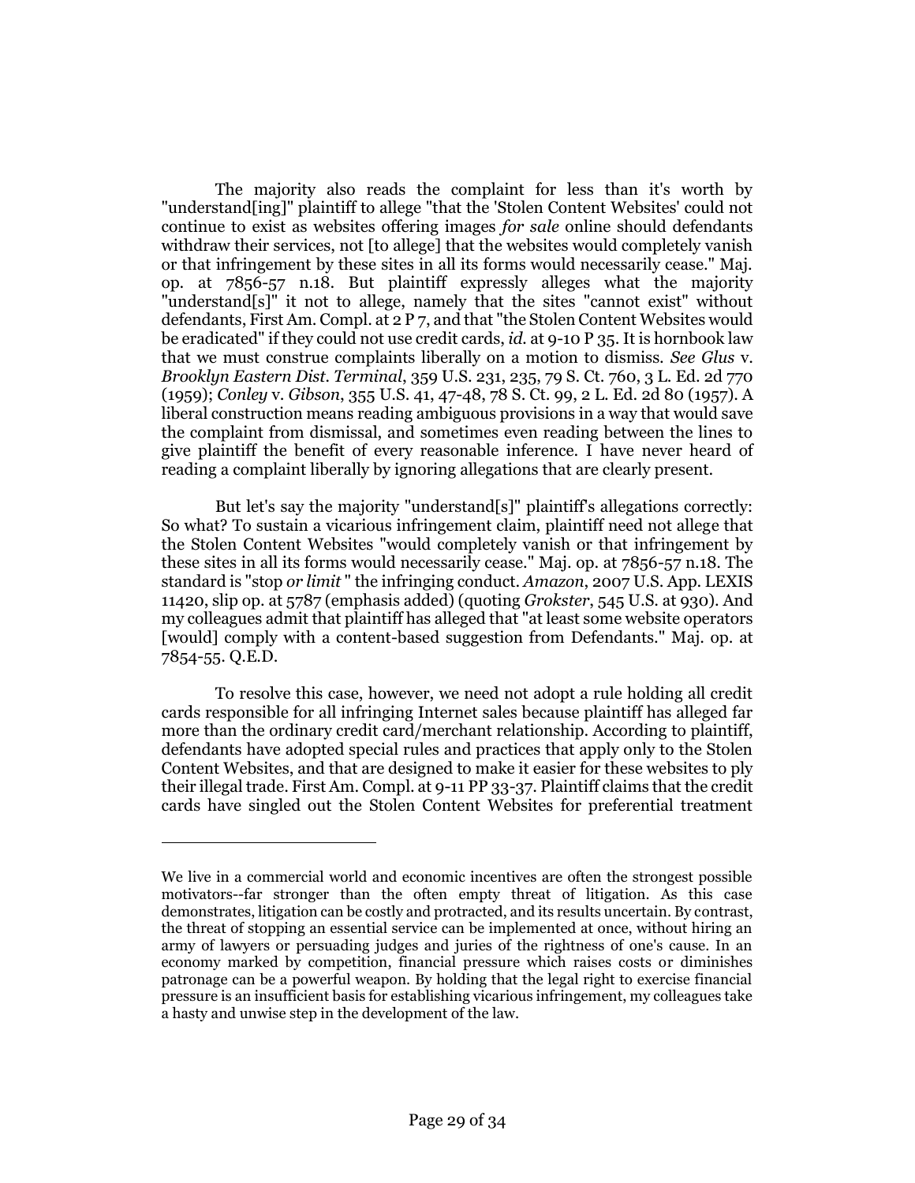The majority also reads the complaint for less than it's worth by "understand[ing]" plaintiff to allege "that the 'Stolen Content Websites' could not continue to exist as websites offering images *for sale* online should defendants withdraw their services, not [to allege] that the websites would completely vanish or that infringement by these sites in all its forms would necessarily cease." Maj. op. at 7856-57 n.18. But plaintiff expressly alleges what the majority "understand[s]" it not to allege, namely that the sites "cannot exist" without defendants, First Am. Compl. at 2 P 7, and that "the Stolen Content Websites would be eradicated" if they could not use credit cards, *id.* at 9-10 P 35. It is hornbook law that we must construe complaints liberally on a motion to dismiss. *See Glus* v. *Brooklyn Eastern Dist. Terminal*, 359 U.S. 231, 235, 79 S. Ct. 760, 3 L. Ed. 2d 770 (1959); *Conley* v. *Gibson*, 355 U.S. 41, 47-48, 78 S. Ct. 99, 2 L. Ed. 2d 80 (1957). A liberal construction means reading ambiguous provisions in a way that would save the complaint from dismissal, and sometimes even reading between the lines to give plaintiff the benefit of every reasonable inference. I have never heard of reading a complaint liberally by ignoring allegations that are clearly present.

But let's say the majority "understand[s]" plaintiff's allegations correctly: So what? To sustain a vicarious infringement claim, plaintiff need not allege that the Stolen Content Websites "would completely vanish or that infringement by these sites in all its forms would necessarily cease." Maj. op. at 7856-57 n.18. The standard is "stop *or limit* " the infringing conduct. *Amazon*, 2007 U.S. App. LEXIS 11420, slip op. at 5787 (emphasis added) (quoting *Grokster*, 545 U.S. at 930). And my colleagues admit that plaintiff has alleged that "at least some website operators [would] comply with a content-based suggestion from Defendants." Maj. op. at 7854-55. Q.E.D.

To resolve this case, however, we need not adopt a rule holding all credit cards responsible for all infringing Internet sales because plaintiff has alleged far more than the ordinary credit card/merchant relationship. According to plaintiff, defendants have adopted special rules and practices that apply only to the Stolen Content Websites, and that are designed to make it easier for these websites to ply their illegal trade. First Am. Compl. at 9-11 PP 33-37. Plaintiff claims that the credit cards have singled out the Stolen Content Websites for preferential treatment

---

We live in a commercial world and economic incentives are often the strongest possible motivators--far stronger than the often empty threat of litigation. As this case demonstrates, litigation can be costly and protracted, and its results uncertain. By contrast, the threat of stopping an essential service can be implemented at once, without hiring an army of lawyers or persuading judges and juries of the rightness of one's cause. In an economy marked by competition, financial pressure which raises costs or diminishes patronage can be a powerful weapon. By holding that the legal right to exercise financial pressure is an insufficient basis for establishing vicarious infringement, my colleagues take a hasty and unwise step in the development of the law.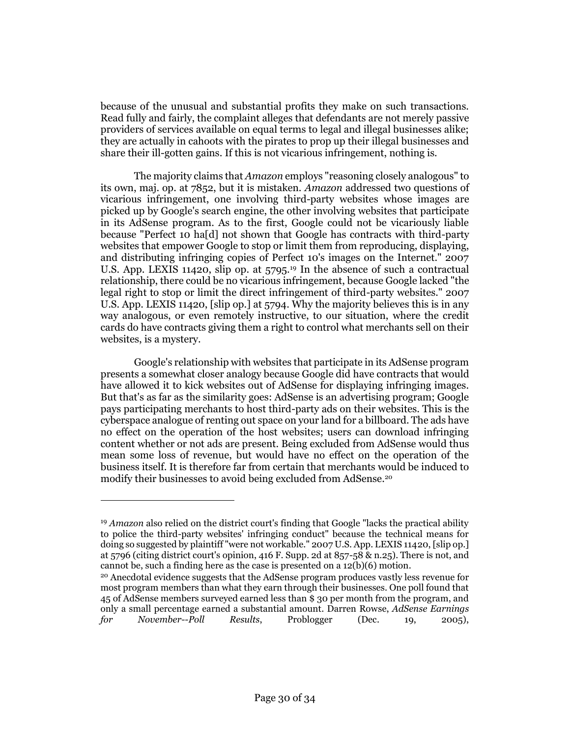because of the unusual and substantial profits they make on such transactions. Read fully and fairly, the complaint alleges that defendants are not merely passive providers of services available on equal terms to legal and illegal businesses alike; they are actually in cahoots with the pirates to prop up their illegal businesses and share their ill-gotten gains. If this is not vicarious infringement, nothing is.

The majority claims that *Amazon* employs "reasoning closely analogous" to its own, maj. op. at 7852, but it is mistaken. *Amazon* addressed two questions of vicarious infringement, one involving third-party websites whose images are picked up by Google's search engine, the other involving websites that participate in its AdSense program. As to the first, Google could not be vicariously liable because "Perfect 10 ha[d] not shown that Google has contracts with third-party websites that empower Google to stop or limit them from reproducing, displaying, and distributing infringing copies of Perfect 10's images on the Internet." 2007 U.S. App. LEXIS 11420, slip op. at 5795.[19] In the absence of such a contractual relationship, there could be no vicarious infringement, because Google lacked "the legal right to stop or limit the direct infringement of third-party websites." 2007 U.S. App. LEXIS 11420, [slip op.] at 5794. Why the majority believes this is in any way analogous, or even remotely instructive, to our situation, where the credit cards do have contracts giving them a right to control what merchants sell on their websites, is a mystery.

Google's relationship with websites that participate in its AdSense program presents a somewhat closer analogy because Google did have contracts that would have allowed it to kick websites out of AdSense for displaying infringing images. But that's as far as the similarity goes: AdSense is an advertising program; Google pays participating merchants to host third-party ads on their websites. This is the cyberspace analogue of renting out space on your land for a billboard. The ads have no effect on the operation of the host websites; users can download infringing content whether or not ads are present. Being excluded from AdSense would thus mean some loss of revenue, but would have no effect on the operation of the business itself. It is therefore far from certain that merchants would be induced to modify their businesses to avoid being excluded from AdSense.[20]

---

[19] *Amazon* also relied on the district court's finding that Google "lacks the practical ability to police the third-party websites' infringing conduct" because the technical means for doing so suggested by plaintiff "were not workable." 2007 U.S. App. LEXIS 11420, [slip op.] at 5796 (citing district court's opinion, 416 F. Supp. 2d at 857-58 & n.25). There is not, and cannot be, such a finding here as the case is presented on a 12(b)(6) motion.

[20] Anecdotal evidence suggests that the AdSense program produces vastly less revenue for most program members than what they earn through their businesses. One poll found that 45 of AdSense members surveyed earned less than $ 30 per month from the program, and only a small percentage earned a substantial amount. Darren Rowse, *AdSense Earnings for November--Poll Results*, Problogger (Dec. 19, 2005),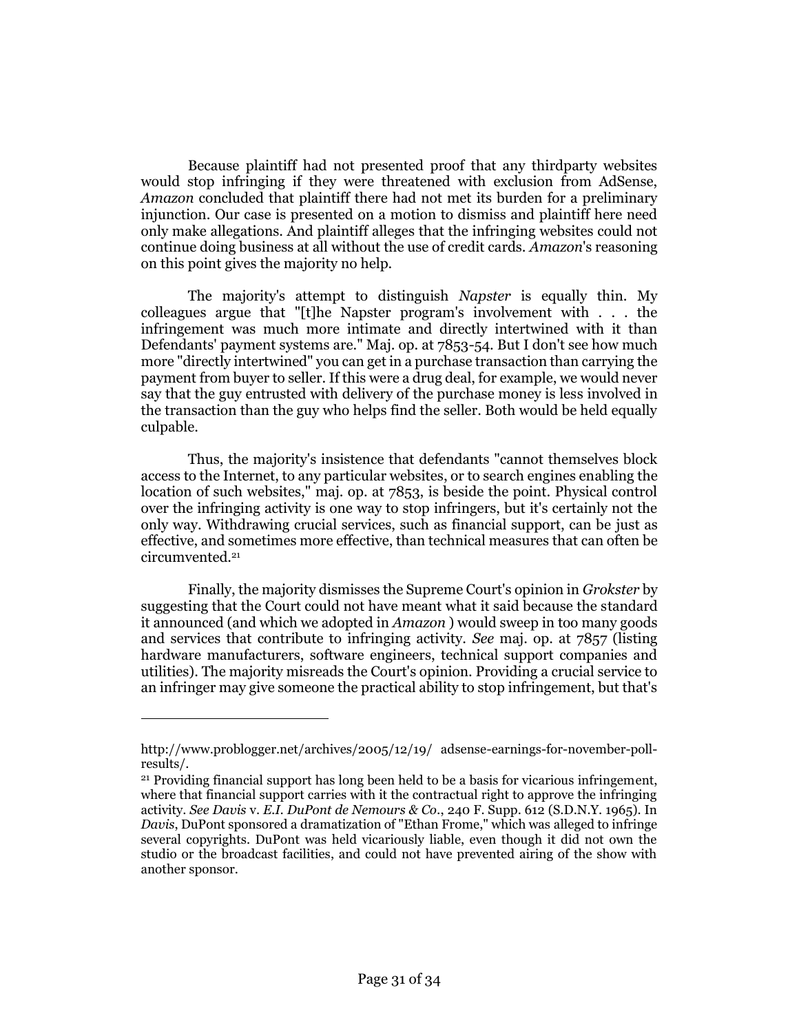Because plaintiff had not presented proof that any thirdparty websites would stop infringing if they were threatened with exclusion from AdSense, *Amazon* concluded that plaintiff there had not met its burden for a preliminary injunction. Our case is presented on a motion to dismiss and plaintiff here need only make allegations. And plaintiff alleges that the infringing websites could not continue doing business at all without the use of credit cards. *Amazon*'s reasoning on this point gives the majority no help.

The majority's attempt to distinguish *Napster* is equally thin. My colleagues argue that "[t]he Napster program's involvement with . . . the infringement was much more intimate and directly intertwined with it than Defendants' payment systems are." Maj. op. at 7853-54. But I don't see how much more "directly intertwined" you can get in a purchase transaction than carrying the payment from buyer to seller. If this were a drug deal, for example, we would never say that the guy entrusted with delivery of the purchase money is less involved in the transaction than the guy who helps find the seller. Both would be held equally culpable.

Thus, the majority's insistence that defendants "cannot themselves block access to the Internet, to any particular websites, or to search engines enabling the location of such websites," maj. op. at 7853, is beside the point. Physical control over the infringing activity is one way to stop infringers, but it's certainly not the only way. Withdrawing crucial services, such as financial support, can be just as effective, and sometimes more effective, than technical measures that can often be circumvented.[21]

Finally, the majority dismisses the Supreme Court's opinion in *Grokster* by suggesting that the Court could not have meant what it said because the standard it announced (and which we adopted in *Amazon* ) would sweep in too many goods and services that contribute to infringing activity. *See* maj. op. at 7857 (listing hardware manufacturers, software engineers, technical support companies and utilities). The majority misreads the Court's opinion. Providing a crucial service to an infringer may give someone the practical ability to stop infringement, but that's

---

http://www.problogger.net/archives/2005/12/19/ adsense-earnings-for-november-poll-results/.

[21] Providing financial support has long been held to be a basis for vicarious infringement, where that financial support carries with it the contractual right to approve the infringing activity. *See Davis* v. *E.I. DuPont de Nemours & Co.*, 240 F. Supp. 612 (S.D.N.Y. 1965). In *Davis*, DuPont sponsored a dramatization of "Ethan Frome," which was alleged to infringe several copyrights. DuPont was held vicariously liable, even though it did not own the studio or the broadcast facilities, and could not have prevented airing of the show with another sponsor.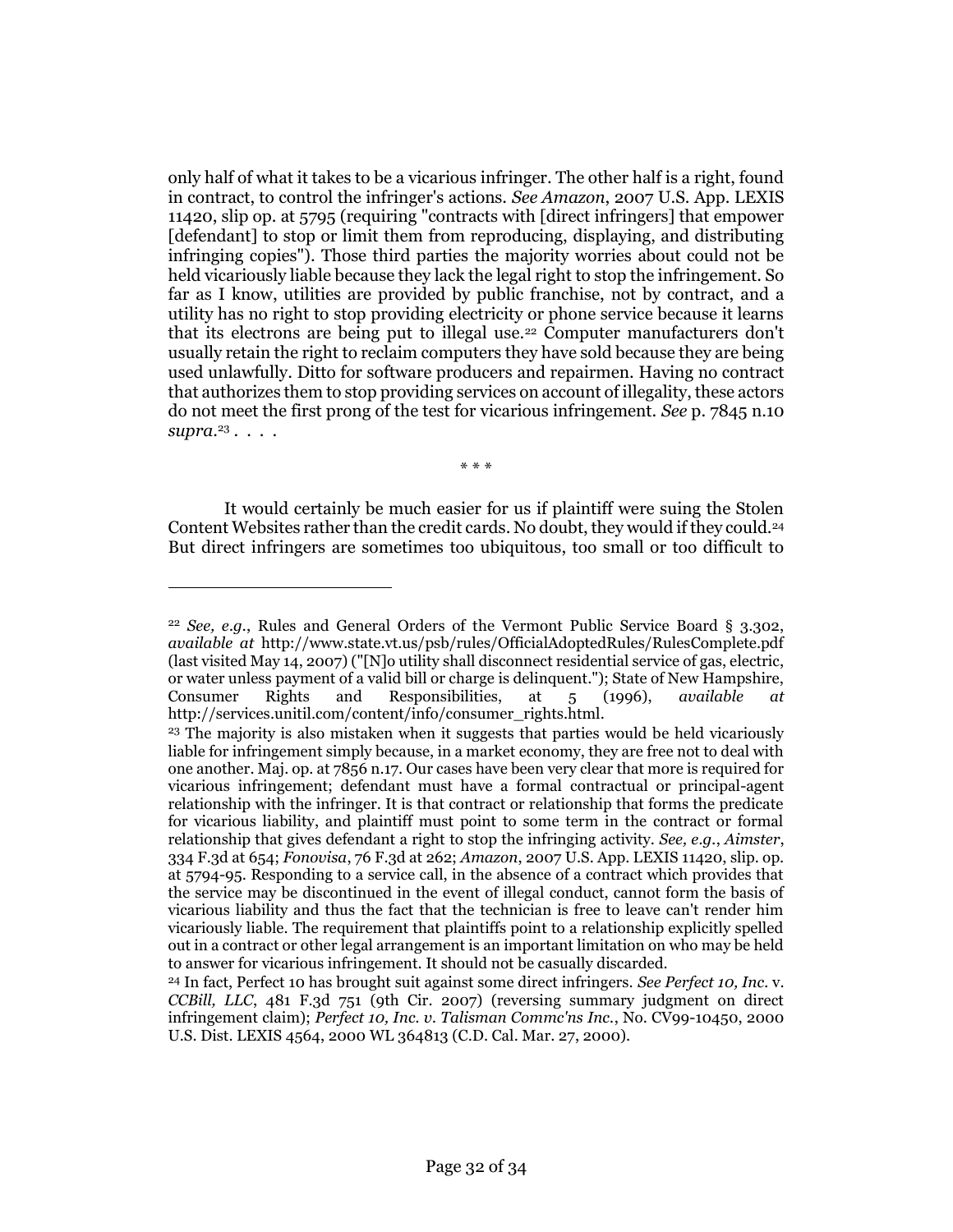only half of what it takes to be a vicarious infringer. The other half is a right, found in contract, to control the infringer's actions. *See Amazon*, 2007 U.S. App. LEXIS 11420, slip op. at 5795 (requiring "contracts with [direct infringers] that empower [defendant] to stop or limit them from reproducing, displaying, and distributing infringing copies"). Those third parties the majority worries about could not be held vicariously liable because they lack the legal right to stop the infringement. So far as I know, utilities are provided by public franchise, not by contract, and a utility has no right to stop providing electricity or phone service because it learns that its electrons are being put to illegal use.[22] Computer manufacturers don't usually retain the right to reclaim computers they have sold because they are being used unlawfully. Ditto for software producers and repairmen. Having no contract that authorizes them to stop providing services on account of illegality, these actors do not meet the first prong of the test for vicarious infringement. *See* p. 7845 n.10 *supra*.[23] . . . .

\* \* \*

It would certainly be much easier for us if plaintiff were suing the Stolen Content Websites rather than the credit cards. No doubt, they would if they could.[24] But direct infringers are sometimes too ubiquitous, too small or too difficult to

---

[22] *See, e.g.*, Rules and General Orders of the Vermont Public Service Board § 3.302, *available at* http://www.state.vt.us/psb/rules/OfficialAdoptedRules/RulesComplete.pdf (last visited May 14, 2007) ("[N]o utility shall disconnect residential service of gas, electric, or water unless payment of a valid bill or charge is delinquent."); State of New Hampshire, Consumer Rights and Responsibilities, at 5 (1996), *available at* http://services.unitil.com/content/info/consumer_rights.html.

[23] The majority is also mistaken when it suggests that parties would be held vicariously liable for infringement simply because, in a market economy, they are free not to deal with one another. Maj. op. at 7856 n.17. Our cases have been very clear that more is required for vicarious infringement; defendant must have a formal contractual or principal-agent relationship with the infringer. It is that contract or relationship that forms the predicate for vicarious liability, and plaintiff must point to some term in the contract or formal relationship that gives defendant a right to stop the infringing activity. *See, e.g.*, *Aimster*, 334 F.3d at 654; *Fonovisa*, 76 F.3d at 262; *Amazon*, 2007 U.S. App. LEXIS 11420, slip. op. at 5794-95. Responding to a service call, in the absence of a contract which provides that the service may be discontinued in the event of illegal conduct, cannot form the basis of vicarious liability and thus the fact that the technician is free to leave can't render him vicariously liable. The requirement that plaintiffs point to a relationship explicitly spelled out in a contract or other legal arrangement is an important limitation on who may be held to answer for vicarious infringement. It should not be casually discarded.

[24] In fact, Perfect 10 has brought suit against some direct infringers. *See Perfect 10, Inc.* v. *CCBill, LLC*, 481 F.3d 751 (9th Cir. 2007) (reversing summary judgment on direct infringement claim); *Perfect 10, Inc. v. Talisman Commc'ns Inc.*, No. CV99-10450, 2000 U.S. Dist. LEXIS 4564, 2000 WL 364813 (C.D. Cal. Mar. 27, 2000).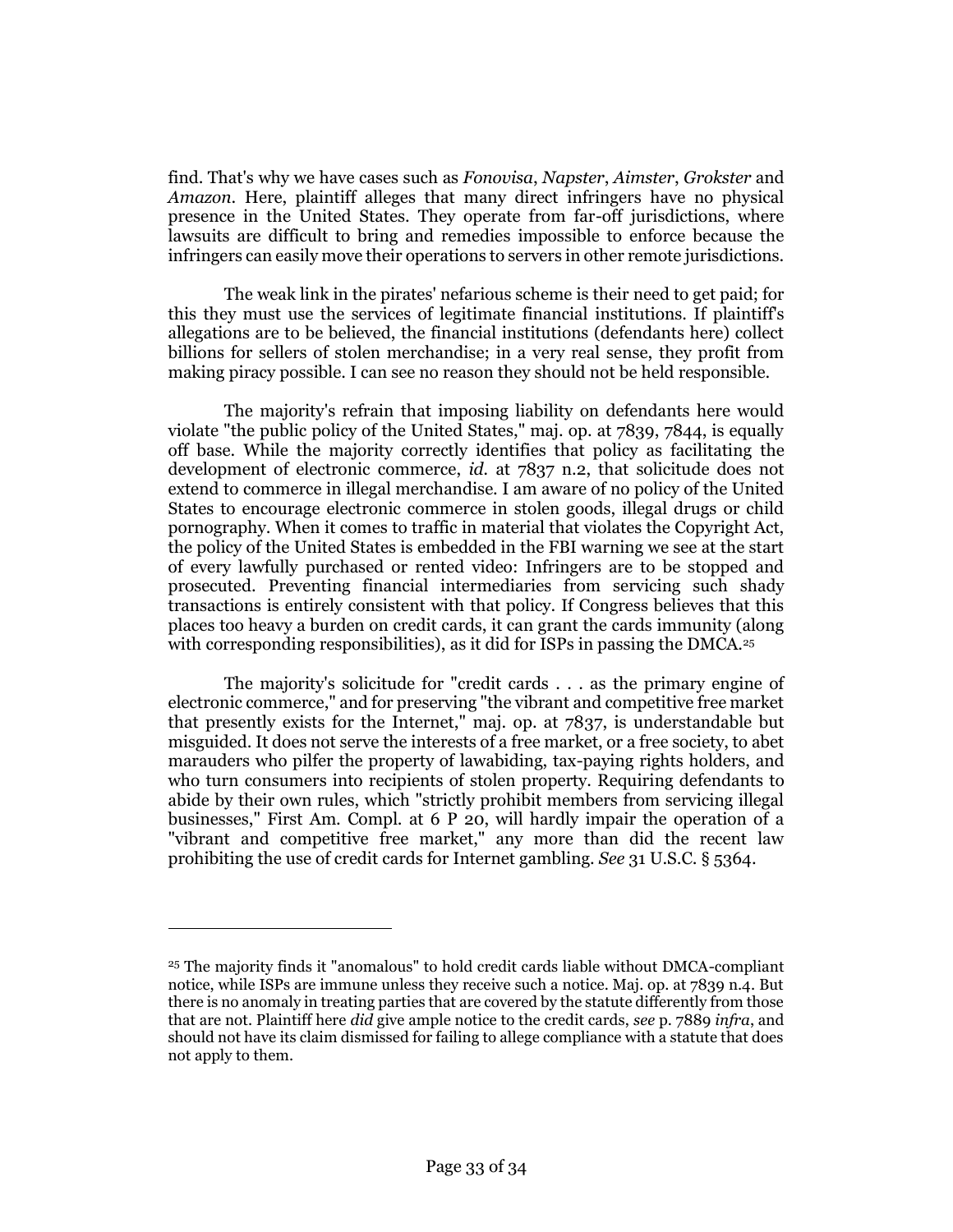find. That's why we have cases such as *Fonovisa*, *Napster*, *Aimster*, *Grokster* and *Amazon*. Here, plaintiff alleges that many direct infringers have no physical presence in the United States. They operate from far-off jurisdictions, where lawsuits are difficult to bring and remedies impossible to enforce because the infringers can easily move their operations to servers in other remote jurisdictions.

The weak link in the pirates' nefarious scheme is their need to get paid; for this they must use the services of legitimate financial institutions. If plaintiff's allegations are to be believed, the financial institutions (defendants here) collect billions for sellers of stolen merchandise; in a very real sense, they profit from making piracy possible. I can see no reason they should not be held responsible.

The majority's refrain that imposing liability on defendants here would violate "the public policy of the United States," maj. op. at 7839, 7844, is equally off base. While the majority correctly identifies that policy as facilitating the development of electronic commerce, *id.* at 7837 n.2, that solicitude does not extend to commerce in illegal merchandise. I am aware of no policy of the United States to encourage electronic commerce in stolen goods, illegal drugs or child pornography. When it comes to traffic in material that violates the Copyright Act, the policy of the United States is embedded in the FBI warning we see at the start of every lawfully purchased or rented video: Infringers are to be stopped and prosecuted. Preventing financial intermediaries from servicing such shady transactions is entirely consistent with that policy. If Congress believes that this places too heavy a burden on credit cards, it can grant the cards immunity (along with corresponding responsibilities), as it did for ISPs in passing the DMCA.[25]

The majority's solicitude for "credit cards . . . as the primary engine of electronic commerce," and for preserving "the vibrant and competitive free market that presently exists for the Internet," maj. op. at 7837, is understandable but misguided. It does not serve the interests of a free market, or a free society, to abet marauders who pilfer the property of lawabiding, tax-paying rights holders, and who turn consumers into recipients of stolen property. Requiring defendants to abide by their own rules, which "strictly prohibit members from servicing illegal businesses," First Am. Compl. at 6 P 20, will hardly impair the operation of a "vibrant and competitive free market," any more than did the recent law prohibiting the use of credit cards for Internet gambling. *See* 31 U.S.C. § 5364.

---

[25] The majority finds it "anomalous" to hold credit cards liable without DMCA-compliant notice, while ISPs are immune unless they receive such a notice. Maj. op. at 7839 n.4. But there is no anomaly in treating parties that are covered by the statute differently from those that are not. Plaintiff here *did* give ample notice to the credit cards, *see* p. 7889 *infra*, and should not have its claim dismissed for failing to allege compliance with a statute that does not apply to them.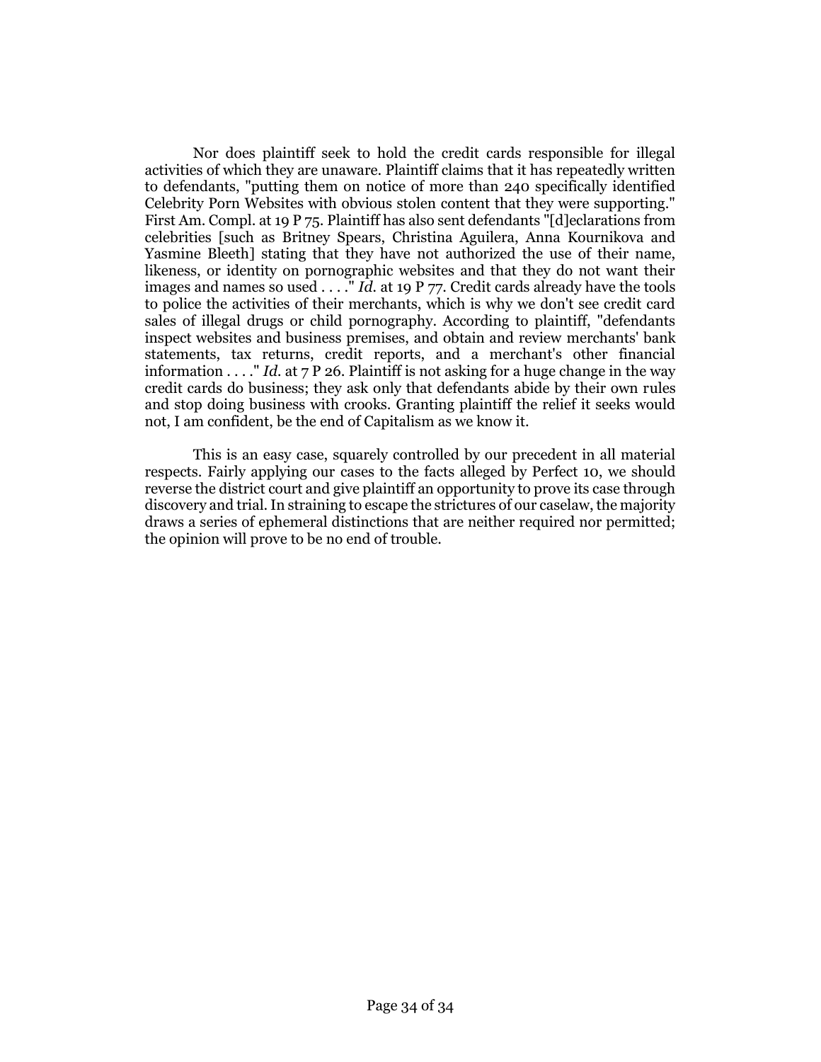Nor does plaintiff seek to hold the credit cards responsible for illegal activities of which they are unaware. Plaintiff claims that it has repeatedly written to defendants, "putting them on notice of more than 240 specifically identified Celebrity Porn Websites with obvious stolen content that they were supporting." First Am. Compl. at 19 P 75. Plaintiff has also sent defendants "[d]eclarations from celebrities [such as Britney Spears, Christina Aguilera, Anna Kournikova and Yasmine Bleeth] stating that they have not authorized the use of their name, likeness, or identity on pornographic websites and that they do not want their images and names so used . . . ." *Id.* at 19 P 77. Credit cards already have the tools to police the activities of their merchants, which is why we don't see credit card sales of illegal drugs or child pornography. According to plaintiff, "defendants inspect websites and business premises, and obtain and review merchants' bank statements, tax returns, credit reports, and a merchant's other financial information . . . ." *Id.* at 7 P 26. Plaintiff is not asking for a huge change in the way credit cards do business; they ask only that defendants abide by their own rules and stop doing business with crooks. Granting plaintiff the relief it seeks would not, I am confident, be the end of Capitalism as we know it.

This is an easy case, squarely controlled by our precedent in all material respects. Fairly applying our cases to the facts alleged by Perfect 10, we should reverse the district court and give plaintiff an opportunity to prove its case through discovery and trial. In straining to escape the strictures of our caselaw, the majority draws a series of ephemeral distinctions that are neither required nor permitted; the opinion will prove to be no end of trouble.